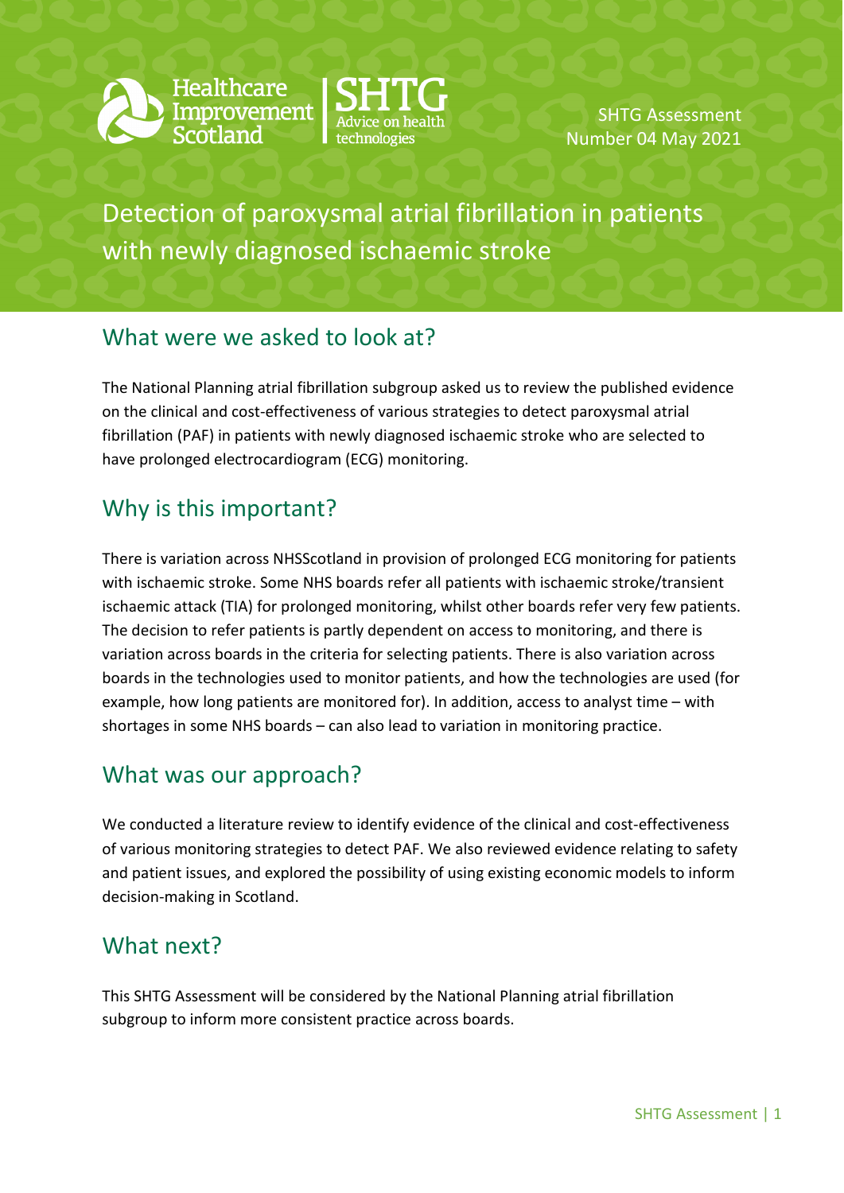Healthcare Improvement Scotland | SHTG Advice on health technologies

SHTG Assessment Number 04 May 2021

# Detection of paroxysmal atrial fibrillation in patients with newly diagnosed ischaemic stroke

## What were we asked to look at?

The National Planning atrial fibrillation subgroup asked us to review the published evidence on the clinical and cost-effectiveness of various strategies to detect paroxysmal atrial fibrillation (PAF) in patients with newly diagnosed ischaemic stroke who are selected to have prolonged electrocardiogram (ECG) monitoring.

## Why is this important?

There is variation across NHSScotland in provision of prolonged ECG monitoring for patients with ischaemic stroke. Some NHS boards refer all patients with ischaemic stroke/transient ischaemic attack (TIA) for prolonged monitoring, whilst other boards refer very few patients. The decision to refer patients is partly dependent on access to monitoring, and there is variation across boards in the criteria for selecting patients. There is also variation across boards in the technologies used to monitor patients, and how the technologies are used (for example, how long patients are monitored for). In addition, access to analyst time – with shortages in some NHS boards – can also lead to variation in monitoring practice.

## What was our approach?

We conducted a literature review to identify evidence of the clinical and cost-effectiveness of various monitoring strategies to detect PAF. We also reviewed evidence relating to safety and patient issues, and explored the possibility of using existing economic models to inform decision-making in Scotland.

## What next?

This SHTG Assessment will be considered by the National Planning atrial fibrillation subgroup to inform more consistent practice across boards.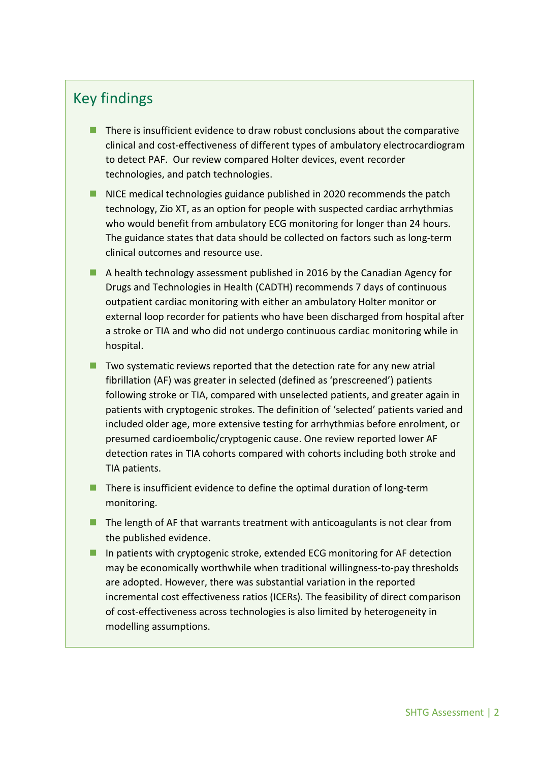## Key findings

- There is insufficient evidence to draw robust conclusions about the comparative clinical and cost-effectiveness of different types of ambulatory electrocardiogram to detect PAF. Our review compared Holter devices, event recorder technologies, and patch technologies.
- NICE medical technologies guidance published in 2020 recommends the patch technology, Zio XT, as an option for people with suspected cardiac arrhythmias who would benefit from ambulatory ECG monitoring for longer than 24 hours. The guidance states that data should be collected on factors such as long-term clinical outcomes and resource use.
- A health technology assessment published in 2016 by the Canadian Agency for Drugs and Technologies in Health (CADTH) recommends 7 days of continuous outpatient cardiac monitoring with either an ambulatory Holter monitor or external loop recorder for patients who have been discharged from hospital after a stroke or TIA and who did not undergo continuous cardiac monitoring while in hospital.
- Two systematic reviews reported that the detection rate for any new atrial fibrillation (AF) was greater in selected (defined as 'prescreened') patients following stroke or TIA, compared with unselected patients, and greater again in patients with cryptogenic strokes. The definition of 'selected' patients varied and included older age, more extensive testing for arrhythmias before enrolment, or presumed cardioembolic/cryptogenic cause. One review reported lower AF detection rates in TIA cohorts compared with cohorts including both stroke and TIA patients.
- There is insufficient evidence to define the optimal duration of long-term monitoring.
- The length of AF that warrants treatment with anticoagulants is not clear from the published evidence.
- In patients with cryptogenic stroke, extended ECG monitoring for AF detection may be economically worthwhile when traditional willingness-to-pay thresholds are adopted. However, there was substantial variation in the reported incremental cost effectiveness ratios (ICERs). The feasibility of direct comparison of cost-effectiveness across technologies is also limited by heterogeneity in modelling assumptions.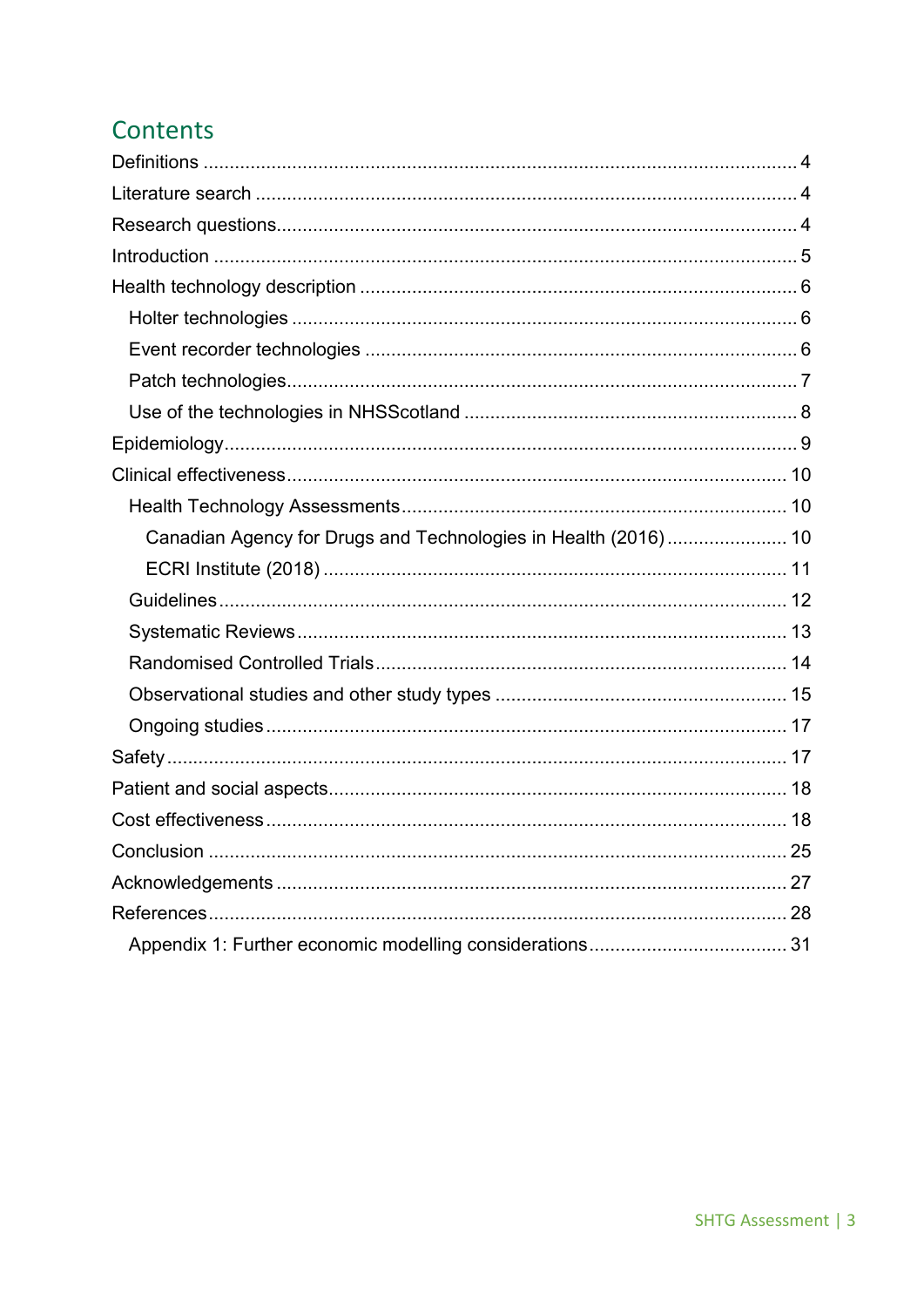# Contents

Definitions .......... 4

Literature search .......... 4

Research questions .......... 4

Introduction .......... 5

Health technology description .......... 6

- Holter technologies .......... 6
- Event recorder technologies .......... 6
- Patch technologies .......... 7
- Use of the technologies in NHSScotland .......... 8

Epidemiology .......... 9

Clinical effectiveness .......... 10

- Health Technology Assessments .......... 10
  - Canadian Agency for Drugs and Technologies in Health (2016) .......... 10
  - ECRI Institute (2018) .......... 11
- Guidelines .......... 12
- Systematic Reviews .......... 13
- Randomised Controlled Trials .......... 14
- Observational studies and other study types .......... 15
- Ongoing studies .......... 17

Safety .......... 17

Patient and social aspects .......... 18

Cost effectiveness .......... 18

Conclusion .......... 25

Acknowledgements .......... 27

References .......... 28

- Appendix 1: Further economic modelling considerations .......... 31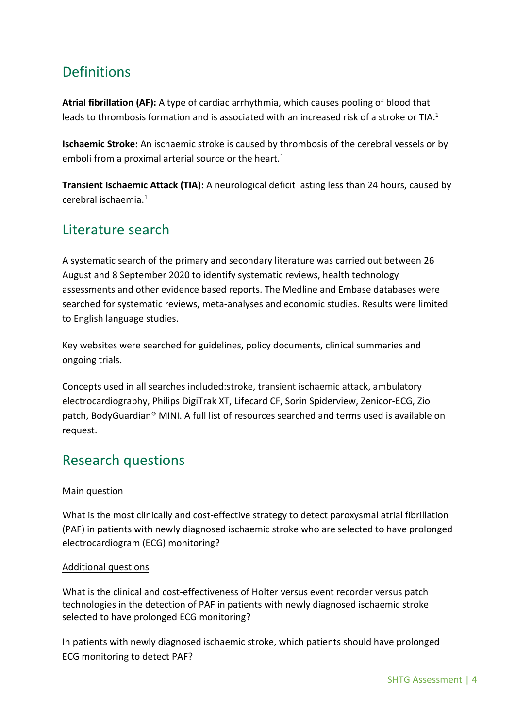## Definitions

**Atrial fibrillation (AF):** A type of cardiac arrhythmia, which causes pooling of blood that leads to thrombosis formation and is associated with an increased risk of a stroke or TIA.[1]

**Ischaemic Stroke:** An ischaemic stroke is caused by thrombosis of the cerebral vessels or by emboli from a proximal arterial source or the heart.[1]

**Transient Ischaemic Attack (TIA):** A neurological deficit lasting less than 24 hours, caused by cerebral ischaemia.[1]

## Literature search

A systematic search of the primary and secondary literature was carried out between 26 August and 8 September 2020 to identify systematic reviews, health technology assessments and other evidence based reports. The Medline and Embase databases were searched for systematic reviews, meta-analyses and economic studies. Results were limited to English language studies.

Key websites were searched for guidelines, policy documents, clinical summaries and ongoing trials.

Concepts used in all searches included:stroke, transient ischaemic attack, ambulatory electrocardiography, Philips DigiTrak XT, Lifecard CF, Sorin Spiderview, Zenicor-ECG, Zio patch, BodyGuardian® MINI. A full list of resources searched and terms used is available on request.

## Research questions

Main question

What is the most clinically and cost-effective strategy to detect paroxysmal atrial fibrillation (PAF) in patients with newly diagnosed ischaemic stroke who are selected to have prolonged electrocardiogram (ECG) monitoring?

Additional questions

What is the clinical and cost-effectiveness of Holter versus event recorder versus patch technologies in the detection of PAF in patients with newly diagnosed ischaemic stroke selected to have prolonged ECG monitoring?

In patients with newly diagnosed ischaemic stroke, which patients should have prolonged ECG monitoring to detect PAF?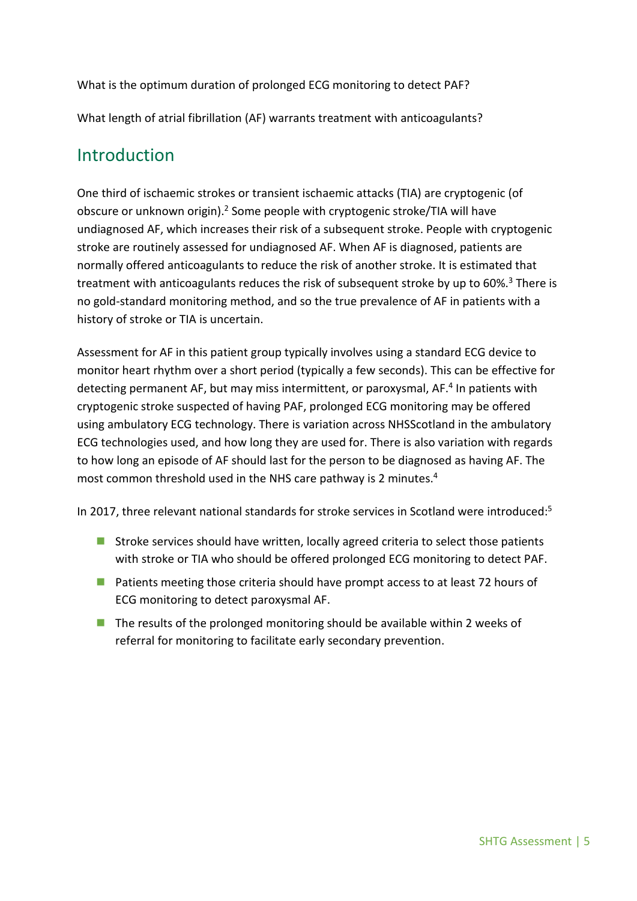What is the optimum duration of prolonged ECG monitoring to detect PAF?

What length of atrial fibrillation (AF) warrants treatment with anticoagulants?

## Introduction

One third of ischaemic strokes or transient ischaemic attacks (TIA) are cryptogenic (of obscure or unknown origin).[2] Some people with cryptogenic stroke/TIA will have undiagnosed AF, which increases their risk of a subsequent stroke. People with cryptogenic stroke are routinely assessed for undiagnosed AF. When AF is diagnosed, patients are normally offered anticoagulants to reduce the risk of another stroke. It is estimated that treatment with anticoagulants reduces the risk of subsequent stroke by up to 60%.[3] There is no gold-standard monitoring method, and so the true prevalence of AF in patients with a history of stroke or TIA is uncertain.

Assessment for AF in this patient group typically involves using a standard ECG device to monitor heart rhythm over a short period (typically a few seconds). This can be effective for detecting permanent AF, but may miss intermittent, or paroxysmal, AF.[4] In patients with cryptogenic stroke suspected of having PAF, prolonged ECG monitoring may be offered using ambulatory ECG technology. There is variation across NHSScotland in the ambulatory ECG technologies used, and how long they are used for. There is also variation with regards to how long an episode of AF should last for the person to be diagnosed as having AF. The most common threshold used in the NHS care pathway is 2 minutes.[4]

In 2017, three relevant national standards for stroke services in Scotland were introduced:[5]

- Stroke services should have written, locally agreed criteria to select those patients with stroke or TIA who should be offered prolonged ECG monitoring to detect PAF.
- Patients meeting those criteria should have prompt access to at least 72 hours of ECG monitoring to detect paroxysmal AF.
- The results of the prolonged monitoring should be available within 2 weeks of referral for monitoring to facilitate early secondary prevention.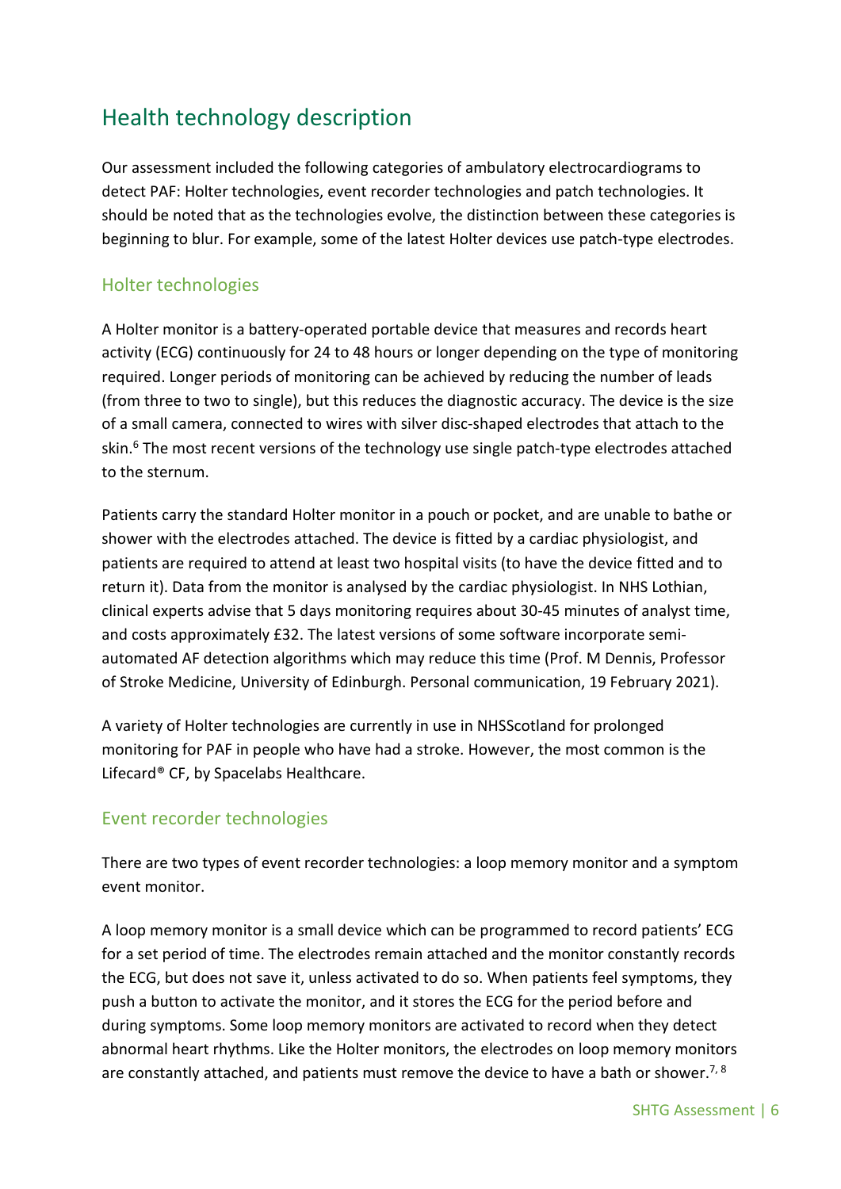# Health technology description

Our assessment included the following categories of ambulatory electrocardiograms to detect PAF: Holter technologies, event recorder technologies and patch technologies. It should be noted that as the technologies evolve, the distinction between these categories is beginning to blur. For example, some of the latest Holter devices use patch-type electrodes.

## Holter technologies

A Holter monitor is a battery-operated portable device that measures and records heart activity (ECG) continuously for 24 to 48 hours or longer depending on the type of monitoring required. Longer periods of monitoring can be achieved by reducing the number of leads (from three to two to single), but this reduces the diagnostic accuracy. The device is the size of a small camera, connected to wires with silver disc-shaped electrodes that attach to the skin.[6] The most recent versions of the technology use single patch-type electrodes attached to the sternum.

Patients carry the standard Holter monitor in a pouch or pocket, and are unable to bathe or shower with the electrodes attached. The device is fitted by a cardiac physiologist, and patients are required to attend at least two hospital visits (to have the device fitted and to return it). Data from the monitor is analysed by the cardiac physiologist. In NHS Lothian, clinical experts advise that 5 days monitoring requires about 30-45 minutes of analyst time, and costs approximately £32. The latest versions of some software incorporate semi-automated AF detection algorithms which may reduce this time (Prof. M Dennis, Professor of Stroke Medicine, University of Edinburgh. Personal communication, 19 February 2021).

A variety of Holter technologies are currently in use in NHSScotland for prolonged monitoring for PAF in people who have had a stroke. However, the most common is the Lifecard® CF, by Spacelabs Healthcare.

## Event recorder technologies

There are two types of event recorder technologies: a loop memory monitor and a symptom event monitor.

A loop memory monitor is a small device which can be programmed to record patients' ECG for a set period of time. The electrodes remain attached and the monitor constantly records the ECG, but does not save it, unless activated to do so. When patients feel symptoms, they push a button to activate the monitor, and it stores the ECG for the period before and during symptoms. Some loop memory monitors are activated to record when they detect abnormal heart rhythms. Like the Holter monitors, the electrodes on loop memory monitors are constantly attached, and patients must remove the device to have a bath or shower.[7, 8]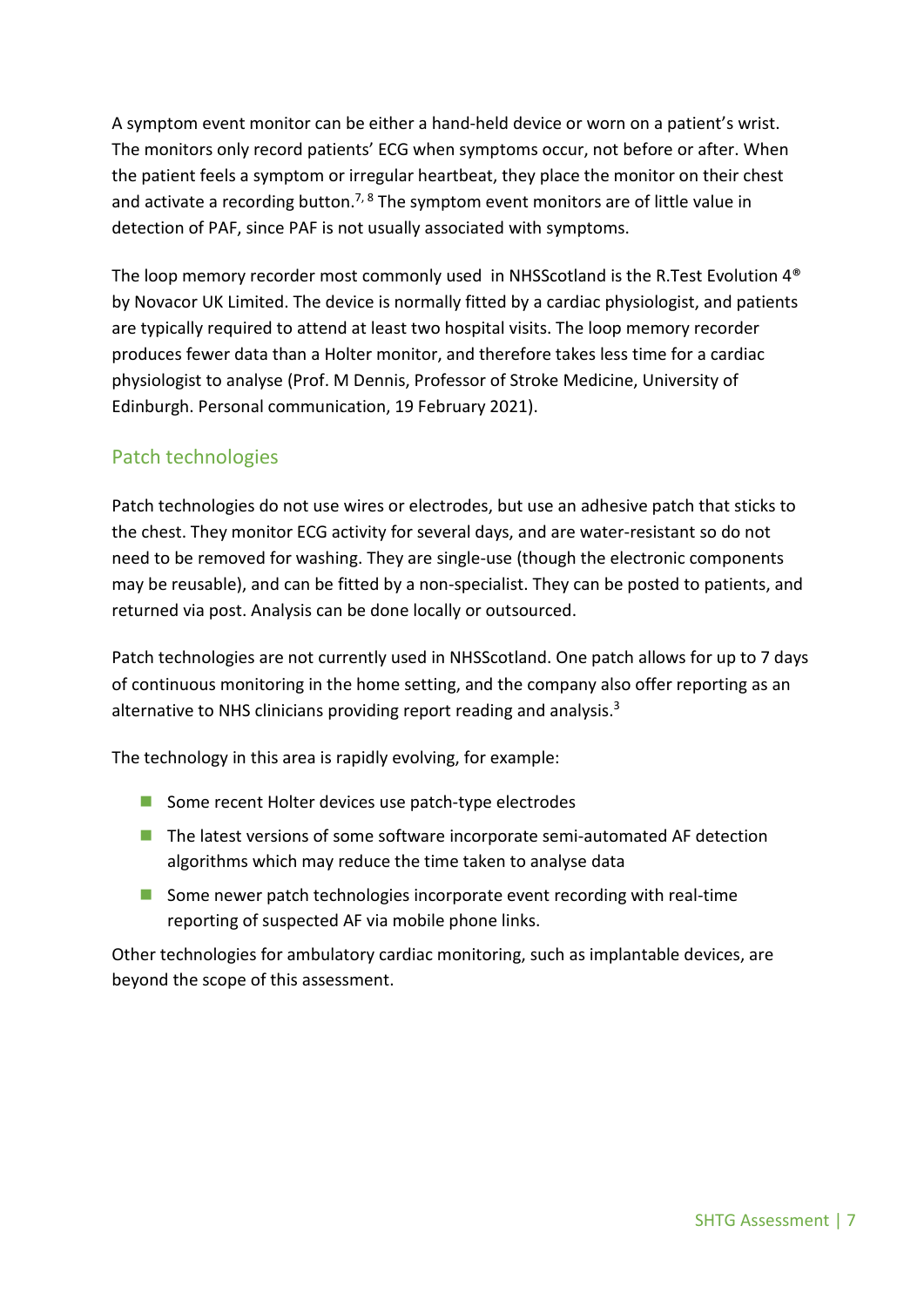A symptom event monitor can be either a hand-held device or worn on a patient's wrist. The monitors only record patients' ECG when symptoms occur, not before or after. When the patient feels a symptom or irregular heartbeat, they place the monitor on their chest and activate a recording button.[7, 8] The symptom event monitors are of little value in detection of PAF, since PAF is not usually associated with symptoms.

The loop memory recorder most commonly used in NHSScotland is the R.Test Evolution 4® by Novacor UK Limited. The device is normally fitted by a cardiac physiologist, and patients are typically required to attend at least two hospital visits. The loop memory recorder produces fewer data than a Holter monitor, and therefore takes less time for a cardiac physiologist to analyse (Prof. M Dennis, Professor of Stroke Medicine, University of Edinburgh. Personal communication, 19 February 2021).

## Patch technologies

Patch technologies do not use wires or electrodes, but use an adhesive patch that sticks to the chest. They monitor ECG activity for several days, and are water-resistant so do not need to be removed for washing. They are single-use (though the electronic components may be reusable), and can be fitted by a non-specialist. They can be posted to patients, and returned via post. Analysis can be done locally or outsourced.

Patch technologies are not currently used in NHSScotland. One patch allows for up to 7 days of continuous monitoring in the home setting, and the company also offer reporting as an alternative to NHS clinicians providing report reading and analysis.[3]

The technology in this area is rapidly evolving, for example:

- Some recent Holter devices use patch-type electrodes
- The latest versions of some software incorporate semi-automated AF detection algorithms which may reduce the time taken to analyse data
- Some newer patch technologies incorporate event recording with real-time reporting of suspected AF via mobile phone links.

Other technologies for ambulatory cardiac monitoring, such as implantable devices, are beyond the scope of this assessment.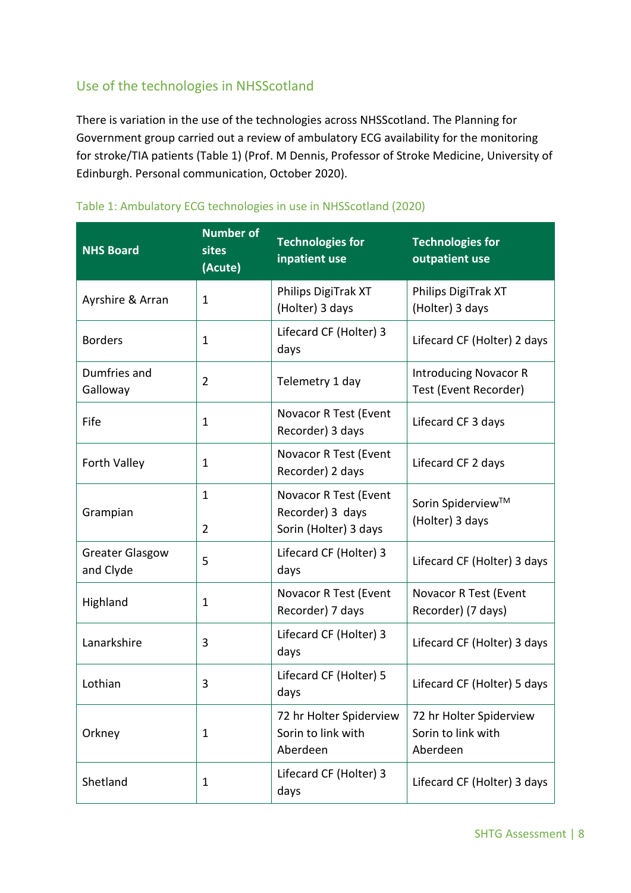## Use of the technologies in NHSScotland

There is variation in the use of the technologies across NHSScotland. The Planning for Government group carried out a review of ambulatory ECG availability for the monitoring for stroke/TIA patients (Table 1) (Prof. M Dennis, Professor of Stroke Medicine, University of Edinburgh. Personal communication, October 2020).

Table 1: Ambulatory ECG technologies in use in NHSScotland (2020)

| NHS Board | Number of sites (Acute) | Technologies for inpatient use | Technologies for outpatient use |
|---|---|---|---|
| Ayrshire & Arran | 1 | Philips DigiTrak XT (Holter) 3 days | Philips DigiTrak XT (Holter) 3 days |
| Borders | 1 | Lifecard CF (Holter) 3 days | Lifecard CF (Holter) 2 days |
| Dumfries and Galloway | 2 | Telemetry 1 day | Introducing Novacor R Test (Event Recorder) |
| Fife | 1 | Novacor R Test (Event Recorder) 3 days | Lifecard CF 3 days |
| Forth Valley | 1 | Novacor R Test (Event Recorder) 2 days | Lifecard CF 2 days |
| Grampian | 1<br>2 | Novacor R Test (Event Recorder) 3 days<br>Sorin (Holter) 3 days | Sorin Spiderview™ (Holter) 3 days |
| Greater Glasgow and Clyde | 5 | Lifecard CF (Holter) 3 days | Lifecard CF (Holter) 3 days |
| Highland | 1 | Novacor R Test (Event Recorder) 7 days | Novacor R Test (Event Recorder) (7 days) |
| Lanarkshire | 3 | Lifecard CF (Holter) 3 days | Lifecard CF (Holter) 3 days |
| Lothian | 3 | Lifecard CF (Holter) 5 days | Lifecard CF (Holter) 5 days |
| Orkney | 1 | 72 hr Holter Spiderview Sorin to link with Aberdeen | 72 hr Holter Spiderview Sorin to link with Aberdeen |
| Shetland | 1 | Lifecard CF (Holter) 3 days | Lifecard CF (Holter) 3 days |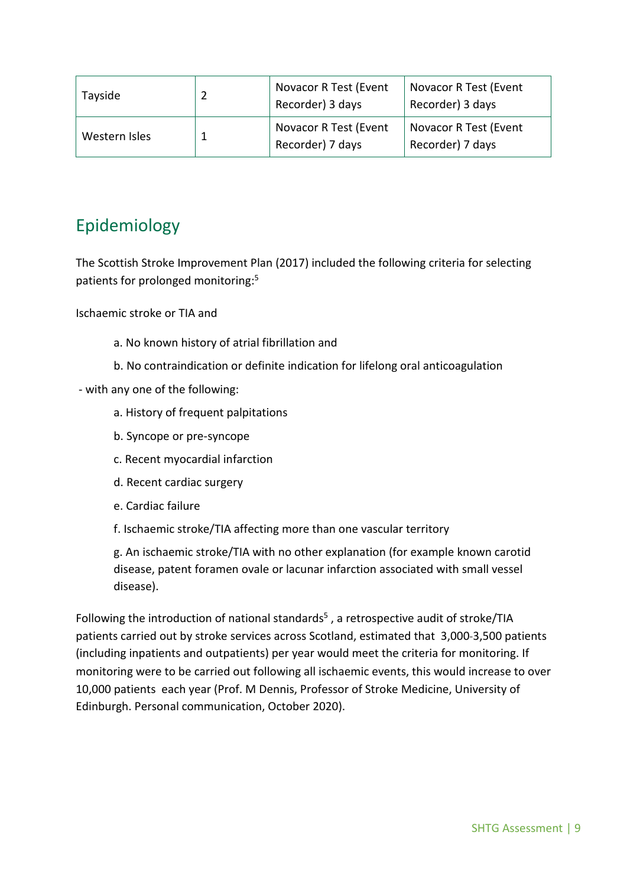| | | | |
|---|---|---|---|
| Tayside | 2 | Novacor R Test (Event Recorder) 3 days | Novacor R Test (Event Recorder) 3 days |
| Western Isles | 1 | Novacor R Test (Event Recorder) 7 days | Novacor R Test (Event Recorder) 7 days |

## Epidemiology

The Scottish Stroke Improvement Plan (2017) included the following criteria for selecting patients for prolonged monitoring:[5]

Ischaemic stroke or TIA and

a. No known history of atrial fibrillation and

b. No contraindication or definite indication for lifelong oral anticoagulation

- with any one of the following:

a. History of frequent palpitations

b. Syncope or pre-syncope

c. Recent myocardial infarction

d. Recent cardiac surgery

e. Cardiac failure

f. Ischaemic stroke/TIA affecting more than one vascular territory

g. An ischaemic stroke/TIA with no other explanation (for example known carotid disease, patent foramen ovale or lacunar infarction associated with small vessel disease).

Following the introduction of national standards[5], a retrospective audit of stroke/TIA patients carried out by stroke services across Scotland, estimated that 3,000-3,500 patients (including inpatients and outpatients) per year would meet the criteria for monitoring. If monitoring were to be carried out following all ischaemic events, this would increase to over 10,000 patients each year (Prof. M Dennis, Professor of Stroke Medicine, University of Edinburgh. Personal communication, October 2020).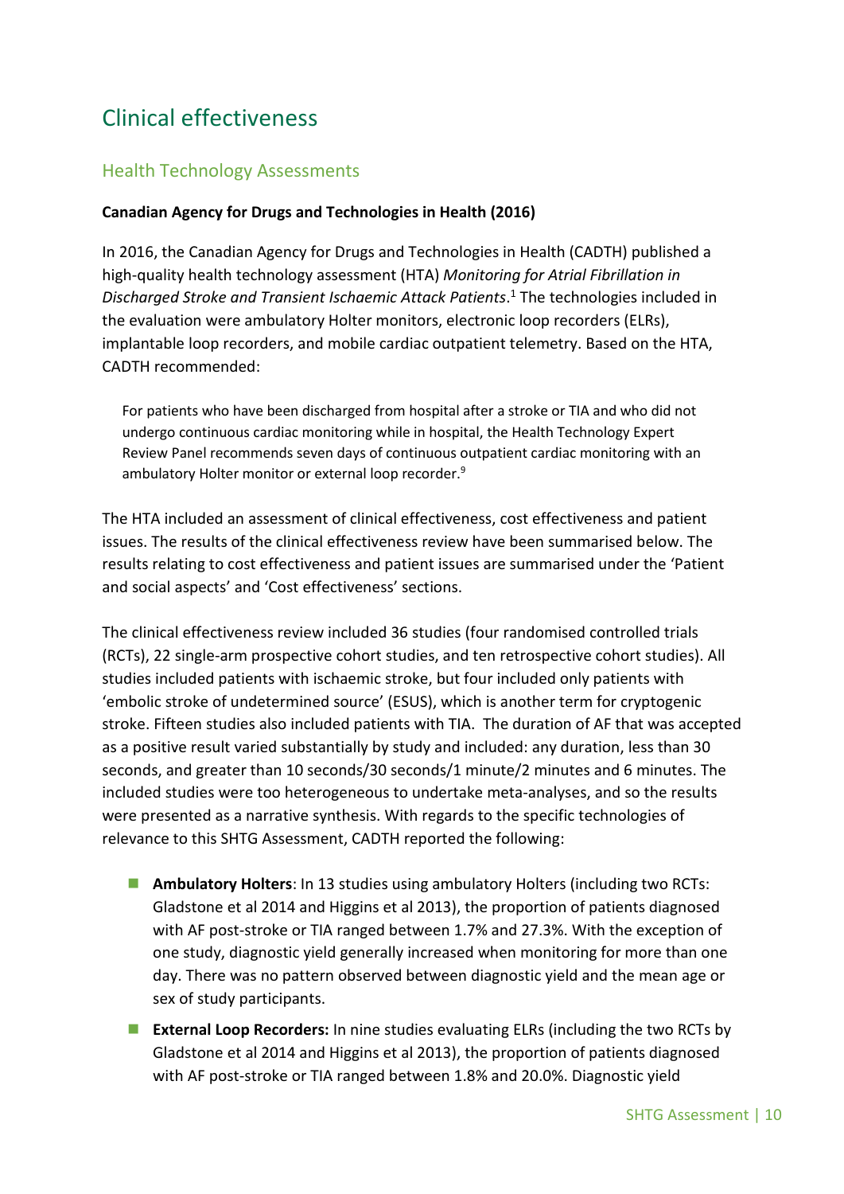# Clinical effectiveness

## Health Technology Assessments

**Canadian Agency for Drugs and Technologies in Health (2016)**

In 2016, the Canadian Agency for Drugs and Technologies in Health (CADTH) published a high-quality health technology assessment (HTA) *Monitoring for Atrial Fibrillation in Discharged Stroke and Transient Ischaemic Attack Patients*.[1] The technologies included in the evaluation were ambulatory Holter monitors, electronic loop recorders (ELRs), implantable loop recorders, and mobile cardiac outpatient telemetry. Based on the HTA, CADTH recommended:

> For patients who have been discharged from hospital after a stroke or TIA and who did not undergo continuous cardiac monitoring while in hospital, the Health Technology Expert Review Panel recommends seven days of continuous outpatient cardiac monitoring with an ambulatory Holter monitor or external loop recorder.[9]

The HTA included an assessment of clinical effectiveness, cost effectiveness and patient issues. The results of the clinical effectiveness review have been summarised below. The results relating to cost effectiveness and patient issues are summarised under the 'Patient and social aspects' and 'Cost effectiveness' sections.

The clinical effectiveness review included 36 studies (four randomised controlled trials (RCTs), 22 single-arm prospective cohort studies, and ten retrospective cohort studies). All studies included patients with ischaemic stroke, but four included only patients with 'embolic stroke of undetermined source' (ESUS), which is another term for cryptogenic stroke. Fifteen studies also included patients with TIA. The duration of AF that was accepted as a positive result varied substantially by study and included: any duration, less than 30 seconds, and greater than 10 seconds/30 seconds/1 minute/2 minutes and 6 minutes. The included studies were too heterogeneous to undertake meta-analyses, and so the results were presented as a narrative synthesis. With regards to the specific technologies of relevance to this SHTG Assessment, CADTH reported the following:

- **Ambulatory Holters**: In 13 studies using ambulatory Holters (including two RCTs: Gladstone et al 2014 and Higgins et al 2013), the proportion of patients diagnosed with AF post-stroke or TIA ranged between 1.7% and 27.3%. With the exception of one study, diagnostic yield generally increased when monitoring for more than one day. There was no pattern observed between diagnostic yield and the mean age or sex of study participants.
- **External Loop Recorders:** In nine studies evaluating ELRs (including the two RCTs by Gladstone et al 2014 and Higgins et al 2013), the proportion of patients diagnosed with AF post-stroke or TIA ranged between 1.8% and 20.0%. Diagnostic yield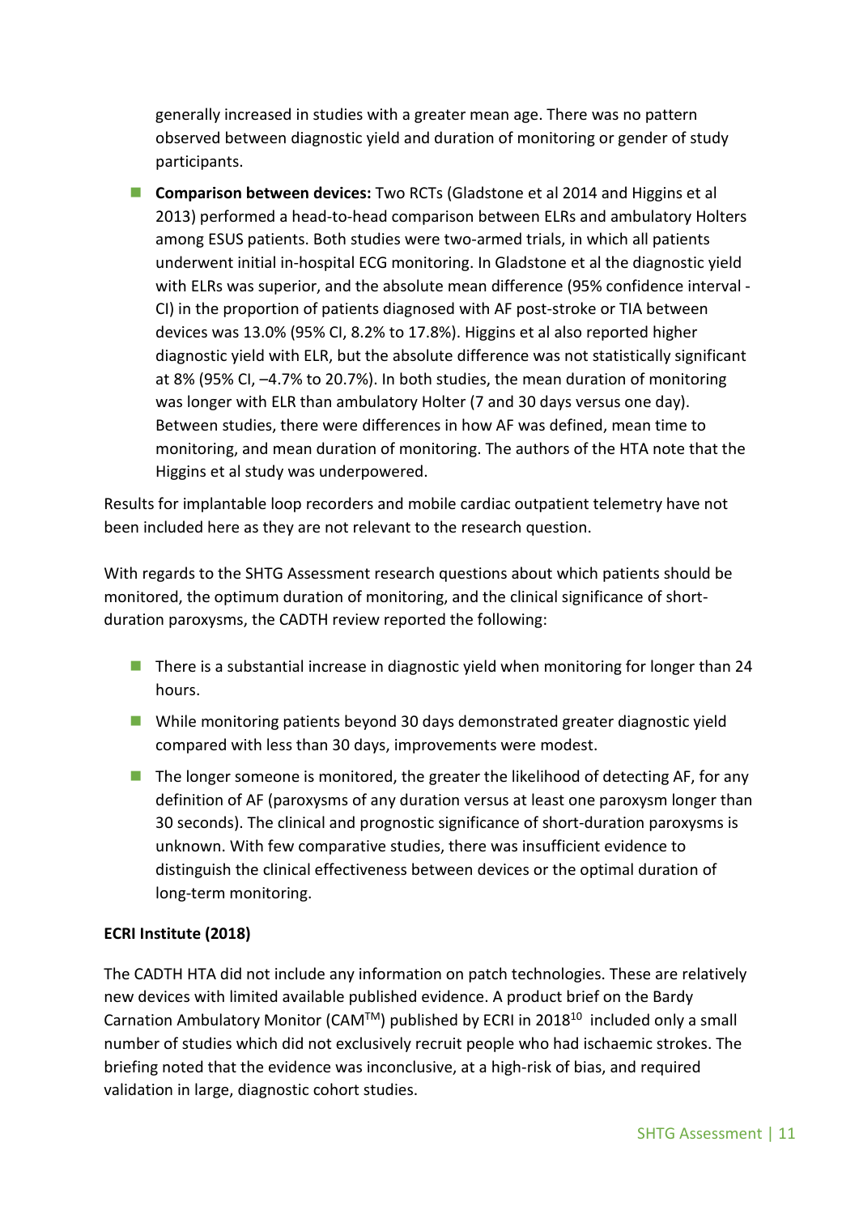generally increased in studies with a greater mean age. There was no pattern observed between diagnostic yield and duration of monitoring or gender of study participants.

- **Comparison between devices:** Two RCTs (Gladstone et al 2014 and Higgins et al 2013) performed a head-to-head comparison between ELRs and ambulatory Holters among ESUS patients. Both studies were two-armed trials, in which all patients underwent initial in-hospital ECG monitoring. In Gladstone et al the diagnostic yield with ELRs was superior, and the absolute mean difference (95% confidence interval - CI) in the proportion of patients diagnosed with AF post-stroke or TIA between devices was 13.0% (95% CI, 8.2% to 17.8%). Higgins et al also reported higher diagnostic yield with ELR, but the absolute difference was not statistically significant at 8% (95% CI, –4.7% to 20.7%). In both studies, the mean duration of monitoring was longer with ELR than ambulatory Holter (7 and 30 days versus one day). Between studies, there were differences in how AF was defined, mean time to monitoring, and mean duration of monitoring. The authors of the HTA note that the Higgins et al study was underpowered.

Results for implantable loop recorders and mobile cardiac outpatient telemetry have not been included here as they are not relevant to the research question.

With regards to the SHTG Assessment research questions about which patients should be monitored, the optimum duration of monitoring, and the clinical significance of short-duration paroxysms, the CADTH review reported the following:

- There is a substantial increase in diagnostic yield when monitoring for longer than 24 hours.
- While monitoring patients beyond 30 days demonstrated greater diagnostic yield compared with less than 30 days, improvements were modest.
- The longer someone is monitored, the greater the likelihood of detecting AF, for any definition of AF (paroxysms of any duration versus at least one paroxysm longer than 30 seconds). The clinical and prognostic significance of short-duration paroxysms is unknown. With few comparative studies, there was insufficient evidence to distinguish the clinical effectiveness between devices or the optimal duration of long-term monitoring.

**ECRI Institute (2018)**

The CADTH HTA did not include any information on patch technologies. These are relatively new devices with limited available published evidence. A product brief on the Bardy Carnation Ambulatory Monitor (CAM™) published by ECRI in 2018[10] included only a small number of studies which did not exclusively recruit people who had ischaemic strokes. The briefing noted that the evidence was inconclusive, at a high-risk of bias, and required validation in large, diagnostic cohort studies.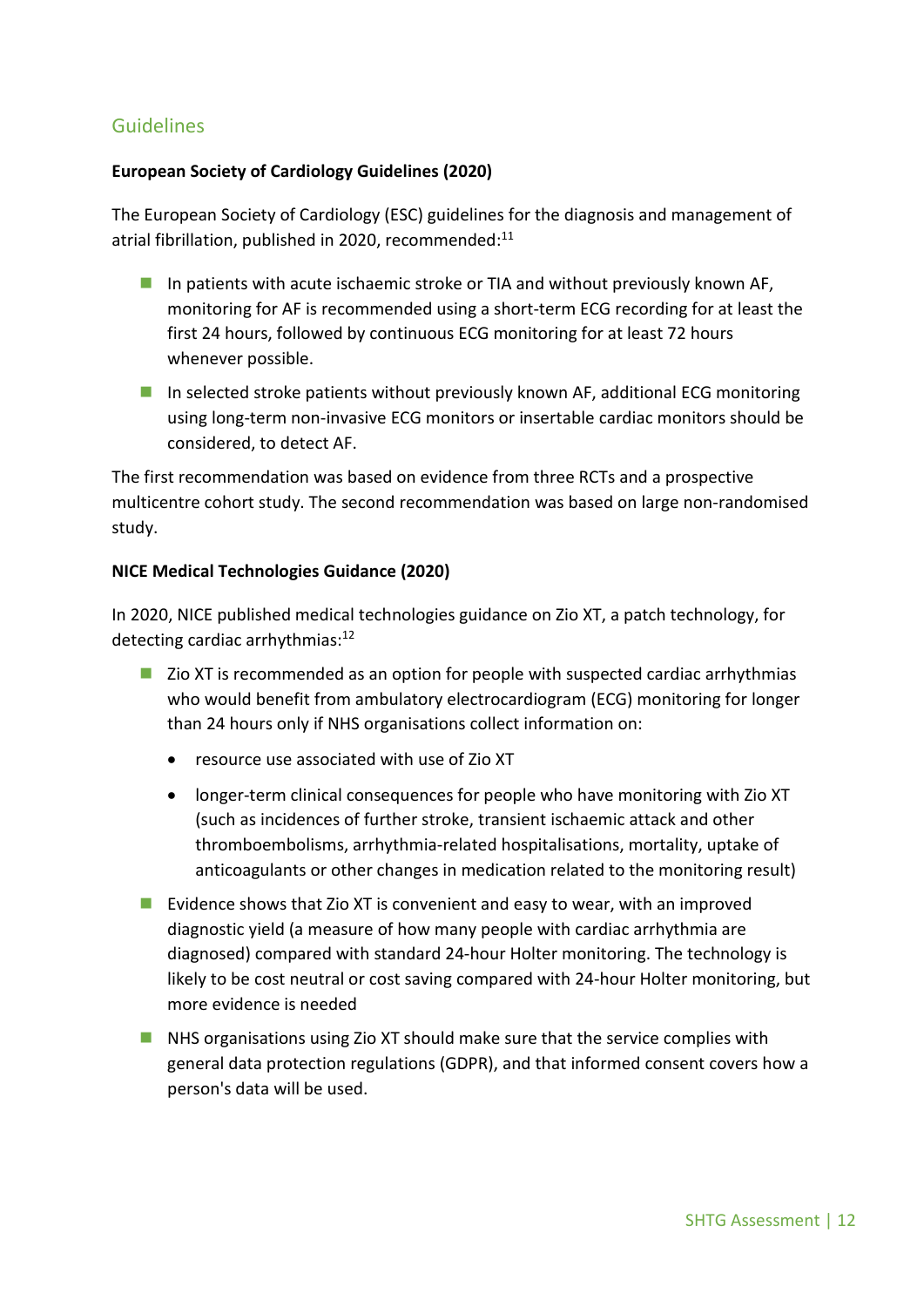## Guidelines

**European Society of Cardiology Guidelines (2020)**

The European Society of Cardiology (ESC) guidelines for the diagnosis and management of atrial fibrillation, published in 2020, recommended:[11]

- In patients with acute ischaemic stroke or TIA and without previously known AF, monitoring for AF is recommended using a short-term ECG recording for at least the first 24 hours, followed by continuous ECG monitoring for at least 72 hours whenever possible.
- In selected stroke patients without previously known AF, additional ECG monitoring using long-term non-invasive ECG monitors or insertable cardiac monitors should be considered, to detect AF.

The first recommendation was based on evidence from three RCTs and a prospective multicentre cohort study. The second recommendation was based on large non-randomised study.

**NICE Medical Technologies Guidance (2020)**

In 2020, NICE published medical technologies guidance on Zio XT, a patch technology, for detecting cardiac arrhythmias:[12]

- Zio XT is recommended as an option for people with suspected cardiac arrhythmias who would benefit from ambulatory electrocardiogram (ECG) monitoring for longer than 24 hours only if NHS organisations collect information on:
  - resource use associated with use of Zio XT
  - longer-term clinical consequences for people who have monitoring with Zio XT (such as incidences of further stroke, transient ischaemic attack and other thromboembolisms, arrhythmia-related hospitalisations, mortality, uptake of anticoagulants or other changes in medication related to the monitoring result)
- Evidence shows that Zio XT is convenient and easy to wear, with an improved diagnostic yield (a measure of how many people with cardiac arrhythmia are diagnosed) compared with standard 24-hour Holter monitoring. The technology is likely to be cost neutral or cost saving compared with 24-hour Holter monitoring, but more evidence is needed
- NHS organisations using Zio XT should make sure that the service complies with general data protection regulations (GDPR), and that informed consent covers how a person's data will be used.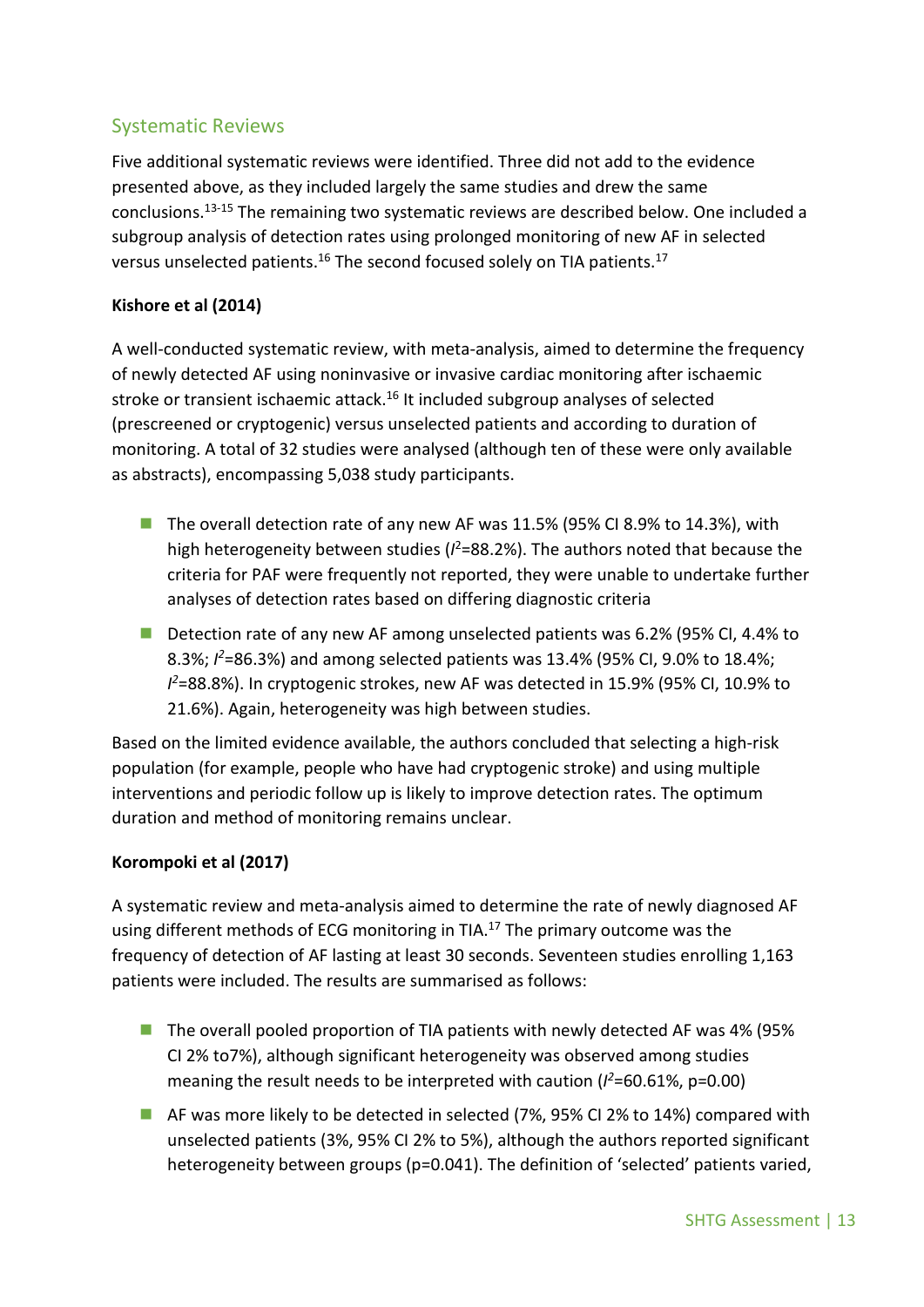## Systematic Reviews

Five additional systematic reviews were identified. Three did not add to the evidence presented above, as they included largely the same studies and drew the same conclusions.[13-15] The remaining two systematic reviews are described below. One included a subgroup analysis of detection rates using prolonged monitoring of new AF in selected versus unselected patients.[16] The second focused solely on TIA patients.[17]

**Kishore et al (2014)**

A well-conducted systematic review, with meta-analysis, aimed to determine the frequency of newly detected AF using noninvasive or invasive cardiac monitoring after ischaemic stroke or transient ischaemic attack.[16] It included subgroup analyses of selected (prescreened or cryptogenic) versus unselected patients and according to duration of monitoring. A total of 32 studies were analysed (although ten of these were only available as abstracts), encompassing 5,038 study participants.

- The overall detection rate of any new AF was 11.5% (95% CI 8.9% to 14.3%), with high heterogeneity between studies ($I^2$=88.2%). The authors noted that because the criteria for PAF were frequently not reported, they were unable to undertake further analyses of detection rates based on differing diagnostic criteria
- Detection rate of any new AF among unselected patients was 6.2% (95% CI, 4.4% to 8.3%; $I^2$=86.3%) and among selected patients was 13.4% (95% CI, 9.0% to 18.4%; $I^2$=88.8%). In cryptogenic strokes, new AF was detected in 15.9% (95% CI, 10.9% to 21.6%). Again, heterogeneity was high between studies.

Based on the limited evidence available, the authors concluded that selecting a high-risk population (for example, people who have had cryptogenic stroke) and using multiple interventions and periodic follow up is likely to improve detection rates. The optimum duration and method of monitoring remains unclear.

**Korompoki et al (2017)**

A systematic review and meta-analysis aimed to determine the rate of newly diagnosed AF using different methods of ECG monitoring in TIA.[17] The primary outcome was the frequency of detection of AF lasting at least 30 seconds. Seventeen studies enrolling 1,163 patients were included. The results are summarised as follows:

- The overall pooled proportion of TIA patients with newly detected AF was 4% (95% CI 2% to7%), although significant heterogeneity was observed among studies meaning the result needs to be interpreted with caution ($I^2$=60.61%, p=0.00)
- AF was more likely to be detected in selected (7%, 95% CI 2% to 14%) compared with unselected patients (3%, 95% CI 2% to 5%), although the authors reported significant heterogeneity between groups (p=0.041). The definition of 'selected' patients varied,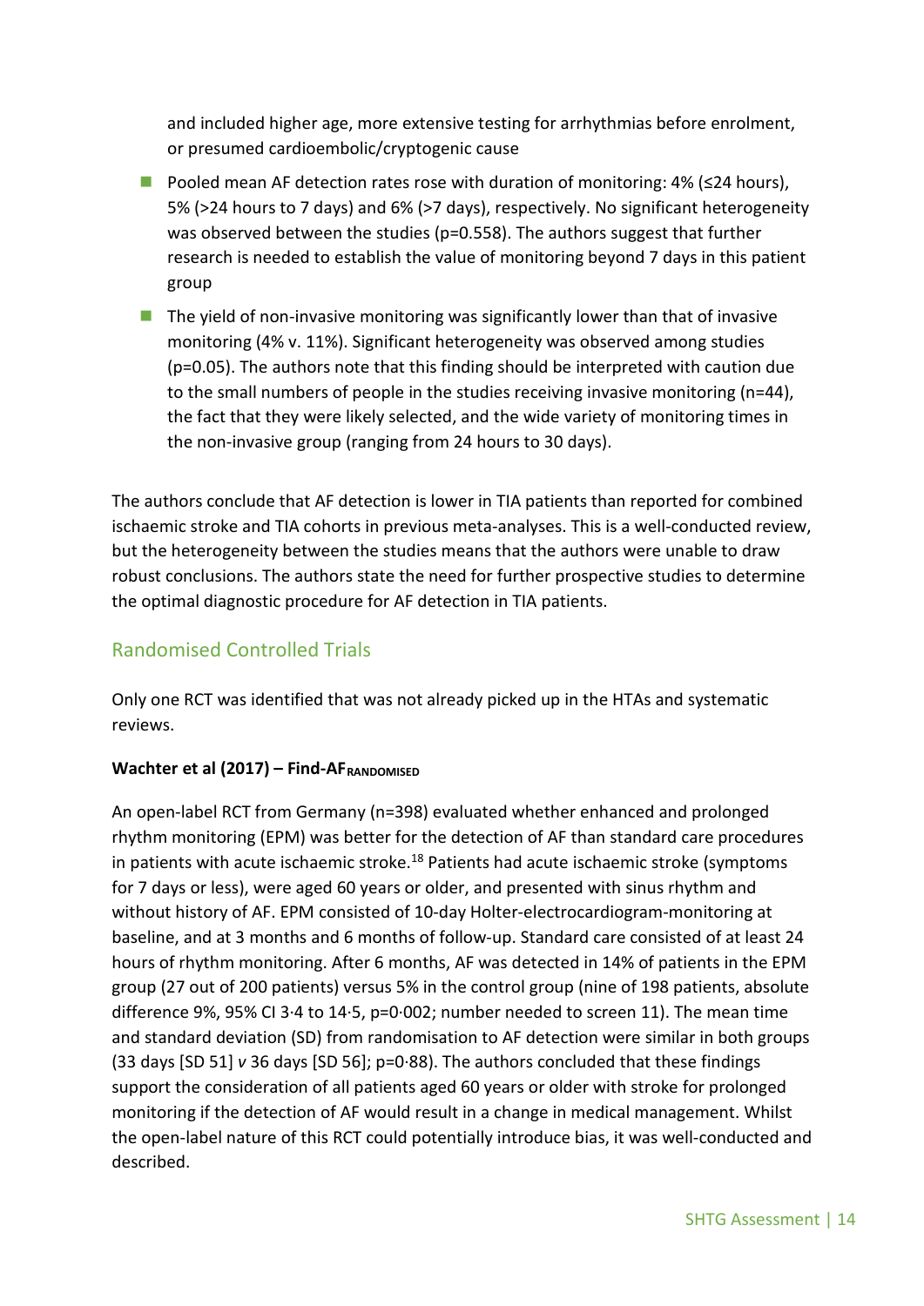and included higher age, more extensive testing for arrhythmias before enrolment, or presumed cardioembolic/cryptogenic cause

- Pooled mean AF detection rates rose with duration of monitoring: 4% (≤24 hours), 5% (>24 hours to 7 days) and 6% (>7 days), respectively. No significant heterogeneity was observed between the studies (p=0.558). The authors suggest that further research is needed to establish the value of monitoring beyond 7 days in this patient group
- The yield of non-invasive monitoring was significantly lower than that of invasive monitoring (4% v. 11%). Significant heterogeneity was observed among studies (p=0.05). The authors note that this finding should be interpreted with caution due to the small numbers of people in the studies receiving invasive monitoring (n=44), the fact that they were likely selected, and the wide variety of monitoring times in the non-invasive group (ranging from 24 hours to 30 days).

The authors conclude that AF detection is lower in TIA patients than reported for combined ischaemic stroke and TIA cohorts in previous meta-analyses. This is a well-conducted review, but the heterogeneity between the studies means that the authors were unable to draw robust conclusions. The authors state the need for further prospective studies to determine the optimal diagnostic procedure for AF detection in TIA patients.

## Randomised Controlled Trials

Only one RCT was identified that was not already picked up in the HTAs and systematic reviews.

**Wachter et al (2017) – Find-AF$_{\text{RANDOMISED}}$**

An open-label RCT from Germany (n=398) evaluated whether enhanced and prolonged rhythm monitoring (EPM) was better for the detection of AF than standard care procedures in patients with acute ischaemic stroke.[18] Patients had acute ischaemic stroke (symptoms for 7 days or less), were aged 60 years or older, and presented with sinus rhythm and without history of AF. EPM consisted of 10-day Holter-electrocardiogram-monitoring at baseline, and at 3 months and 6 months of follow-up. Standard care consisted of at least 24 hours of rhythm monitoring. After 6 months, AF was detected in 14% of patients in the EPM group (27 out of 200 patients) versus 5% in the control group (nine of 198 patients, absolute difference 9%, 95% CI 3·4 to 14·5, p=0·002; number needed to screen 11). The mean time and standard deviation (SD) from randomisation to AF detection were similar in both groups (33 days [SD 51] *v* 36 days [SD 56]; p=0·88). The authors concluded that these findings support the consideration of all patients aged 60 years or older with stroke for prolonged monitoring if the detection of AF would result in a change in medical management. Whilst the open-label nature of this RCT could potentially introduce bias, it was well-conducted and described.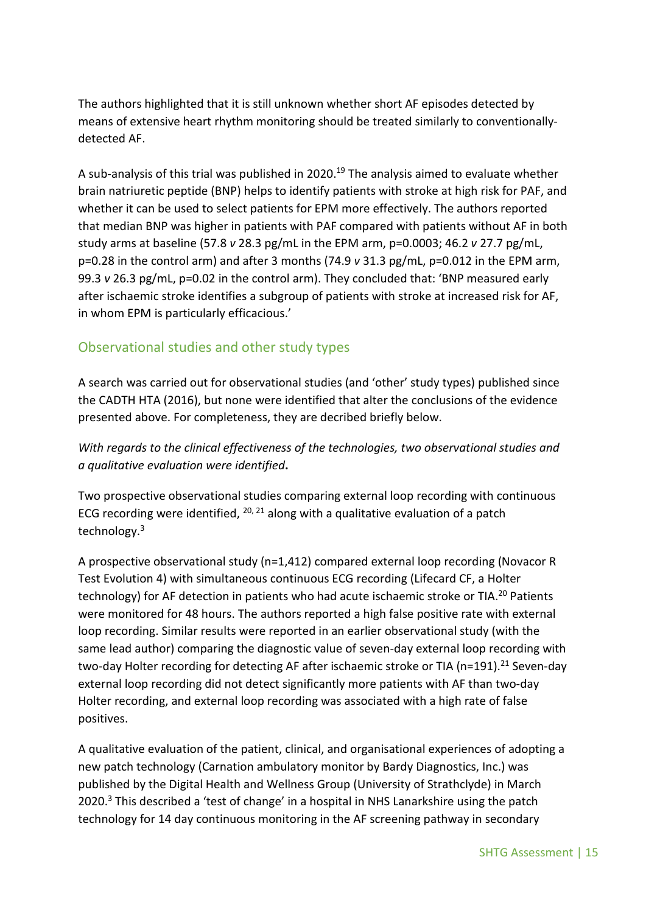The authors highlighted that it is still unknown whether short AF episodes detected by means of extensive heart rhythm monitoring should be treated similarly to conventionally-detected AF.

A sub-analysis of this trial was published in 2020.[19] The analysis aimed to evaluate whether brain natriuretic peptide (BNP) helps to identify patients with stroke at high risk for PAF, and whether it can be used to select patients for EPM more effectively. The authors reported that median BNP was higher in patients with PAF compared with patients without AF in both study arms at baseline (57.8 *v* 28.3 pg/mL in the EPM arm, p=0.0003; 46.2 *v* 27.7 pg/mL, p=0.28 in the control arm) and after 3 months (74.9 *v* 31.3 pg/mL, p=0.012 in the EPM arm, 99.3 *v* 26.3 pg/mL, p=0.02 in the control arm). They concluded that: 'BNP measured early after ischaemic stroke identifies a subgroup of patients with stroke at increased risk for AF, in whom EPM is particularly efficacious.'

## Observational studies and other study types

A search was carried out for observational studies (and 'other' study types) published since the CADTH HTA (2016), but none were identified that alter the conclusions of the evidence presented above. For completeness, they are decribed briefly below.

*With regards to the clinical effectiveness of the technologies, two observational studies and a qualitative evaluation were identified***.**

Two prospective observational studies comparing external loop recording with continuous ECG recording were identified, [20, 21] along with a qualitative evaluation of a patch technology.[3]

A prospective observational study (n=1,412) compared external loop recording (Novacor R Test Evolution 4) with simultaneous continuous ECG recording (Lifecard CF, a Holter technology) for AF detection in patients who had acute ischaemic stroke or TIA.[20] Patients were monitored for 48 hours. The authors reported a high false positive rate with external loop recording. Similar results were reported in an earlier observational study (with the same lead author) comparing the diagnostic value of seven-day external loop recording with two-day Holter recording for detecting AF after ischaemic stroke or TIA (n=191).[21] Seven-day external loop recording did not detect significantly more patients with AF than two-day Holter recording, and external loop recording was associated with a high rate of false positives.

A qualitative evaluation of the patient, clinical, and organisational experiences of adopting a new patch technology (Carnation ambulatory monitor by Bardy Diagnostics, Inc.) was published by the Digital Health and Wellness Group (University of Strathclyde) in March 2020.[3] This described a 'test of change' in a hospital in NHS Lanarkshire using the patch technology for 14 day continuous monitoring in the AF screening pathway in secondary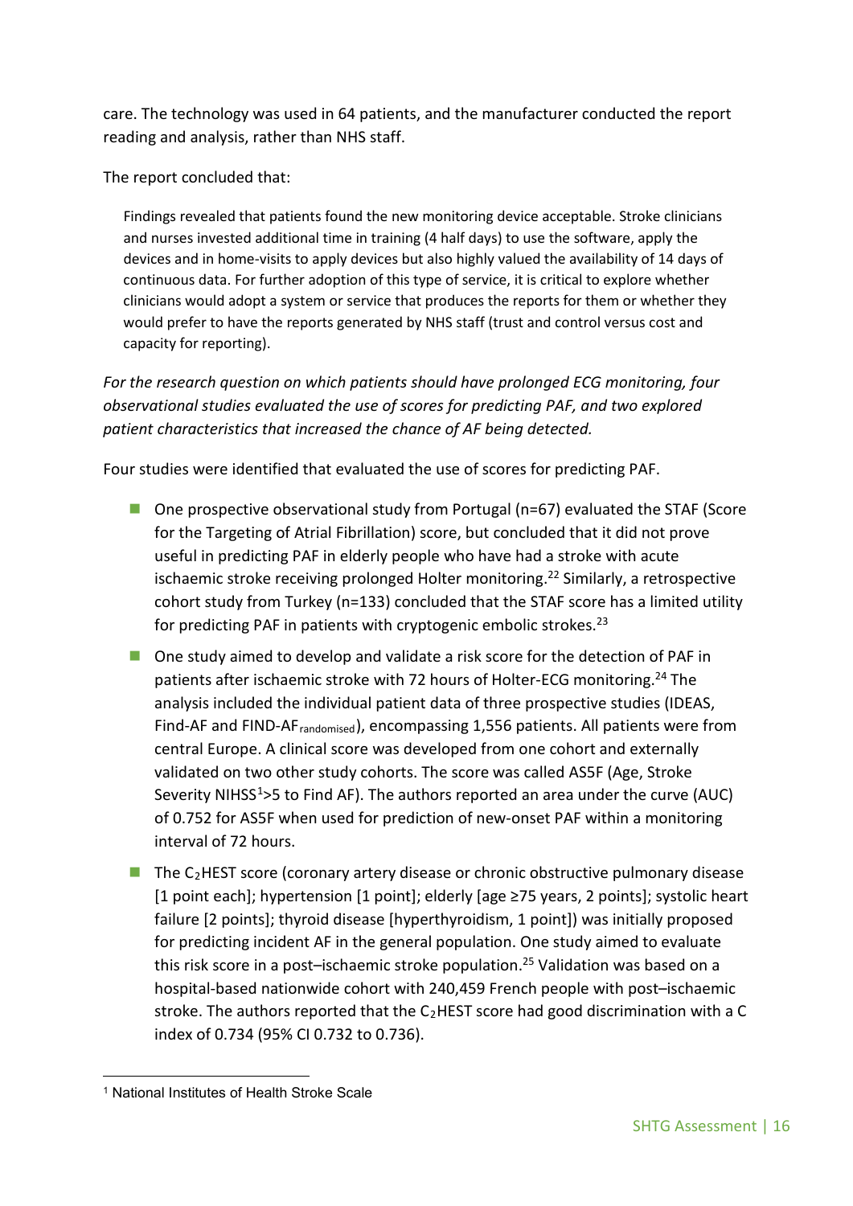care. The technology was used in 64 patients, and the manufacturer conducted the report reading and analysis, rather than NHS staff.

The report concluded that:

> Findings revealed that patients found the new monitoring device acceptable. Stroke clinicians and nurses invested additional time in training (4 half days) to use the software, apply the devices and in home-visits to apply devices but also highly valued the availability of 14 days of continuous data. For further adoption of this type of service, it is critical to explore whether clinicians would adopt a system or service that produces the reports for them or whether they would prefer to have the reports generated by NHS staff (trust and control versus cost and capacity for reporting).

*For the research question on which patients should have prolonged ECG monitoring, four observational studies evaluated the use of scores for predicting PAF, and two explored patient characteristics that increased the chance of AF being detected.*

Four studies were identified that evaluated the use of scores for predicting PAF.

- One prospective observational study from Portugal (n=67) evaluated the STAF (Score for the Targeting of Atrial Fibrillation) score, but concluded that it did not prove useful in predicting PAF in elderly people who have had a stroke with acute ischaemic stroke receiving prolonged Holter monitoring.[22] Similarly, a retrospective cohort study from Turkey (n=133) concluded that the STAF score has a limited utility for predicting PAF in patients with cryptogenic embolic strokes.[23]
- One study aimed to develop and validate a risk score for the detection of PAF in patients after ischaemic stroke with 72 hours of Holter-ECG monitoring.[24] The analysis included the individual patient data of three prospective studies (IDEAS, Find-AF and FIND-AF$_{\text{randomised}}$), encompassing 1,556 patients. All patients were from central Europe. A clinical score was developed from one cohort and externally validated on two other study cohorts. The score was called AS5F (Age, Stroke Severity NIHSS[1]>5 to Find AF). The authors reported an area under the curve (AUC) of 0.752 for AS5F when used for prediction of new-onset PAF within a monitoring interval of 72 hours.
- The $C_2$HEST score (coronary artery disease or chronic obstructive pulmonary disease [1 point each]; hypertension [1 point]; elderly [age ≥75 years, 2 points]; systolic heart failure [2 points]; thyroid disease [hyperthyroidism, 1 point]) was initially proposed for predicting incident AF in the general population. One study aimed to evaluate this risk score in a post–ischaemic stroke population.[25] Validation was based on a hospital-based nationwide cohort with 240,459 French people with post–ischaemic stroke. The authors reported that the $C_2$HEST score had good discrimination with a C index of 0.734 (95% CI 0.732 to 0.736).

[1] National Institutes of Health Stroke Scale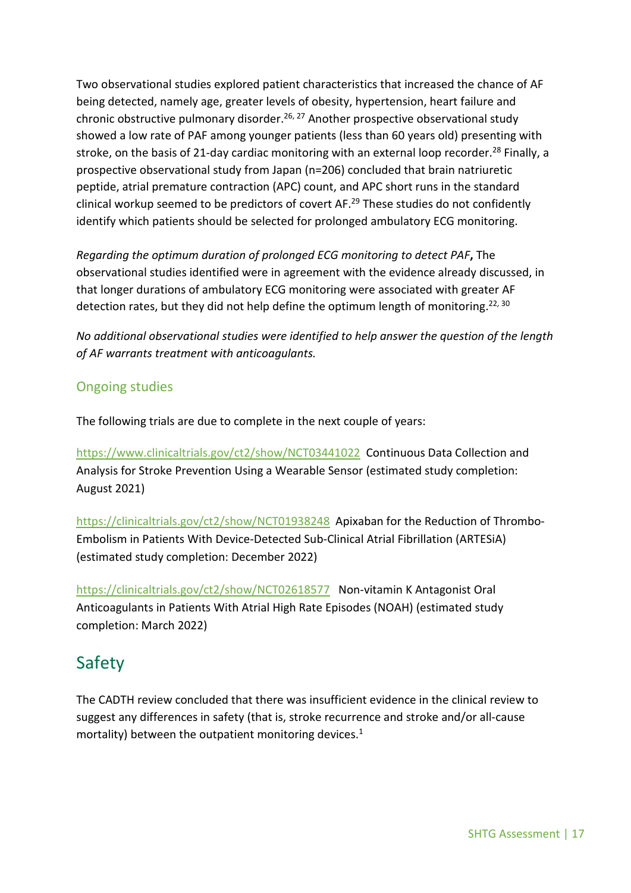Two observational studies explored patient characteristics that increased the chance of AF being detected, namely age, greater levels of obesity, hypertension, heart failure and chronic obstructive pulmonary disorder.[26, 27] Another prospective observational study showed a low rate of PAF among younger patients (less than 60 years old) presenting with stroke, on the basis of 21-day cardiac monitoring with an external loop recorder.[28] Finally, a prospective observational study from Japan (n=206) concluded that brain natriuretic peptide, atrial premature contraction (APC) count, and APC short runs in the standard clinical workup seemed to be predictors of covert AF.[29] These studies do not confidently identify which patients should be selected for prolonged ambulatory ECG monitoring.

*Regarding the optimum duration of prolonged ECG monitoring to detect PAF***,** The observational studies identified were in agreement with the evidence already discussed, in that longer durations of ambulatory ECG monitoring were associated with greater AF detection rates, but they did not help define the optimum length of monitoring.[22, 30]

*No additional observational studies were identified to help answer the question of the length of AF warrants treatment with anticoagulants.*

### Ongoing studies

The following trials are due to complete in the next couple of years:

https://www.clinicaltrials.gov/ct2/show/NCT03441022 Continuous Data Collection and Analysis for Stroke Prevention Using a Wearable Sensor (estimated study completion: August 2021)

https://clinicaltrials.gov/ct2/show/NCT01938248 Apixaban for the Reduction of Thrombo-Embolism in Patients With Device-Detected Sub-Clinical Atrial Fibrillation (ARTESiA) (estimated study completion: December 2022)

https://clinicaltrials.gov/ct2/show/NCT02618577 Non-vitamin K Antagonist Oral Anticoagulants in Patients With Atrial High Rate Episodes (NOAH) (estimated study completion: March 2022)

## Safety

The CADTH review concluded that there was insufficient evidence in the clinical review to suggest any differences in safety (that is, stroke recurrence and stroke and/or all-cause mortality) between the outpatient monitoring devices.[1]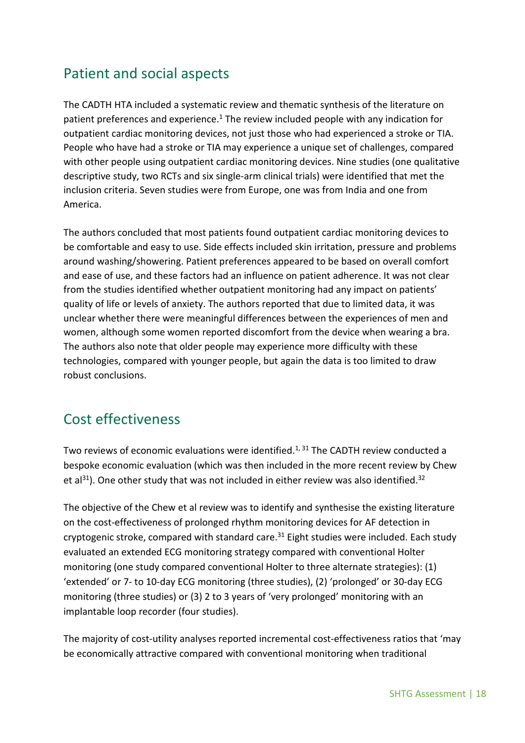## Patient and social aspects

The CADTH HTA included a systematic review and thematic synthesis of the literature on patient preferences and experience.[1] The review included people with any indication for outpatient cardiac monitoring devices, not just those who had experienced a stroke or TIA. People who have had a stroke or TIA may experience a unique set of challenges, compared with other people using outpatient cardiac monitoring devices. Nine studies (one qualitative descriptive study, two RCTs and six single-arm clinical trials) were identified that met the inclusion criteria. Seven studies were from Europe, one was from India and one from America.

The authors concluded that most patients found outpatient cardiac monitoring devices to be comfortable and easy to use. Side effects included skin irritation, pressure and problems around washing/showering. Patient preferences appeared to be based on overall comfort and ease of use, and these factors had an influence on patient adherence. It was not clear from the studies identified whether outpatient monitoring had any impact on patients' quality of life or levels of anxiety. The authors reported that due to limited data, it was unclear whether there were meaningful differences between the experiences of men and women, although some women reported discomfort from the device when wearing a bra. The authors also note that older people may experience more difficulty with these technologies, compared with younger people, but again the data is too limited to draw robust conclusions.

## Cost effectiveness

Two reviews of economic evaluations were identified.[1, 31] The CADTH review conducted a bespoke economic evaluation (which was then included in the more recent review by Chew et al[31]). One other study that was not included in either review was also identified.[32]

The objective of the Chew et al review was to identify and synthesise the existing literature on the cost-effectiveness of prolonged rhythm monitoring devices for AF detection in cryptogenic stroke, compared with standard care.[31] Eight studies were included. Each study evaluated an extended ECG monitoring strategy compared with conventional Holter monitoring (one study compared conventional Holter to three alternate strategies): (1) 'extended' or 7- to 10-day ECG monitoring (three studies), (2) 'prolonged' or 30-day ECG monitoring (three studies) or (3) 2 to 3 years of 'very prolonged' monitoring with an implantable loop recorder (four studies).

The majority of cost-utility analyses reported incremental cost-effectiveness ratios that 'may be economically attractive compared with conventional monitoring when traditional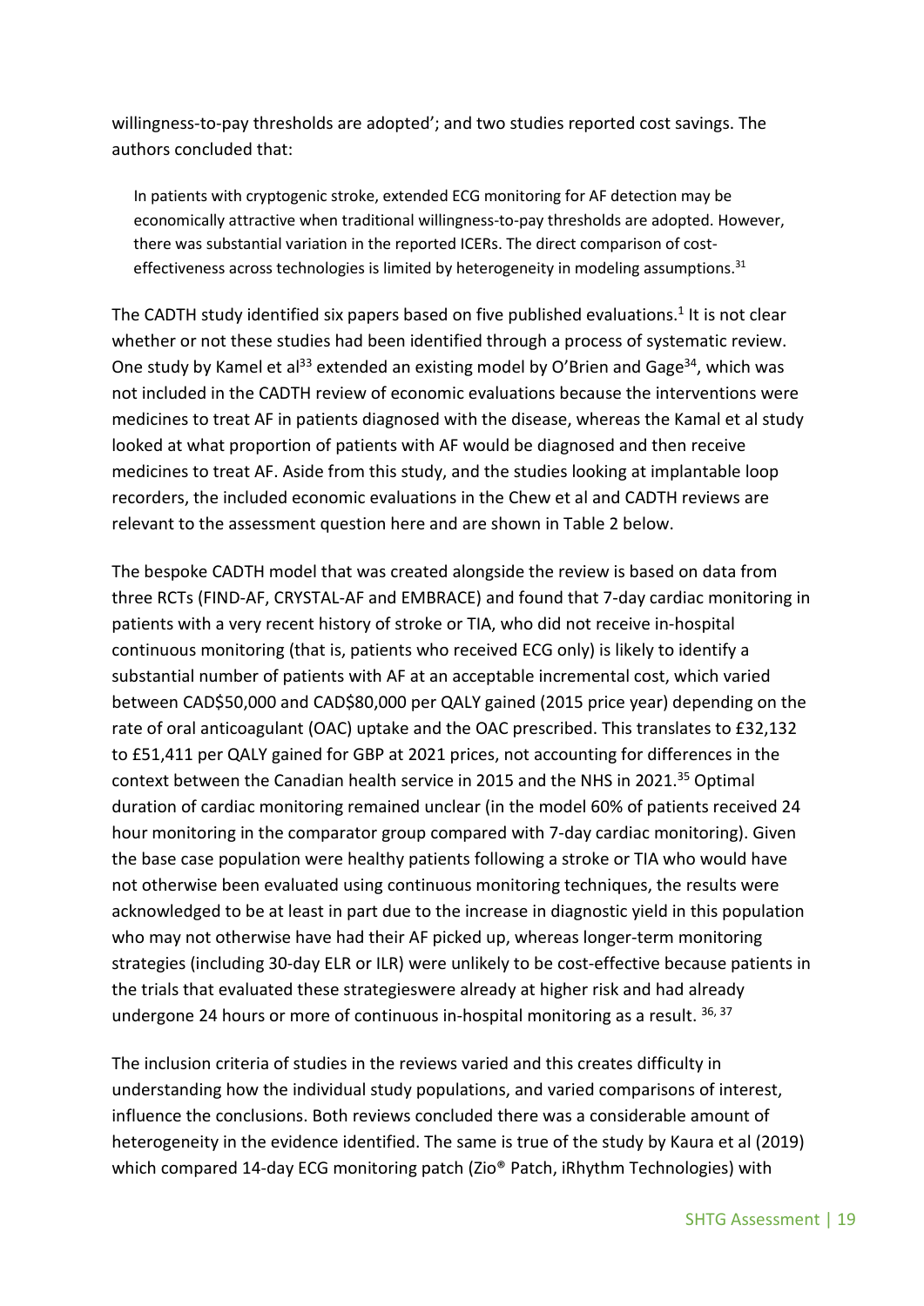willingness-to-pay thresholds are adopted'; and two studies reported cost savings. The authors concluded that:

> In patients with cryptogenic stroke, extended ECG monitoring for AF detection may be economically attractive when traditional willingness-to-pay thresholds are adopted. However, there was substantial variation in the reported ICERs. The direct comparison of cost-effectiveness across technologies is limited by heterogeneity in modeling assumptions.[31]

The CADTH study identified six papers based on five published evaluations.[1] It is not clear whether or not these studies had been identified through a process of systematic review. One study by Kamel et al[33] extended an existing model by O'Brien and Gage[34], which was not included in the CADTH review of economic evaluations because the interventions were medicines to treat AF in patients diagnosed with the disease, whereas the Kamal et al study looked at what proportion of patients with AF would be diagnosed and then receive medicines to treat AF. Aside from this study, and the studies looking at implantable loop recorders, the included economic evaluations in the Chew et al and CADTH reviews are relevant to the assessment question here and are shown in Table 2 below.

The bespoke CADTH model that was created alongside the review is based on data from three RCTs (FIND-AF, CRYSTAL-AF and EMBRACE) and found that 7-day cardiac monitoring in patients with a very recent history of stroke or TIA, who did not receive in-hospital continuous monitoring (that is, patients who received ECG only) is likely to identify a substantial number of patients with AF at an acceptable incremental cost, which varied between CAD$50,000 and CAD$80,000 per QALY gained (2015 price year) depending on the rate of oral anticoagulant (OAC) uptake and the OAC prescribed. This translates to £32,132 to £51,411 per QALY gained for GBP at 2021 prices, not accounting for differences in the context between the Canadian health service in 2015 and the NHS in 2021.[35] Optimal duration of cardiac monitoring remained unclear (in the model 60% of patients received 24 hour monitoring in the comparator group compared with 7-day cardiac monitoring). Given the base case population were healthy patients following a stroke or TIA who would have not otherwise been evaluated using continuous monitoring techniques, the results were acknowledged to be at least in part due to the increase in diagnostic yield in this population who may not otherwise have had their AF picked up, whereas longer-term monitoring strategies (including 30-day ELR or ILR) were unlikely to be cost-effective because patients in the trials that evaluated these strategieswere already at higher risk and had already undergone 24 hours or more of continuous in-hospital monitoring as a result. [36, 37]

The inclusion criteria of studies in the reviews varied and this creates difficulty in understanding how the individual study populations, and varied comparisons of interest, influence the conclusions. Both reviews concluded there was a considerable amount of heterogeneity in the evidence identified. The same is true of the study by Kaura et al (2019) which compared 14-day ECG monitoring patch (Zio® Patch, iRhythm Technologies) with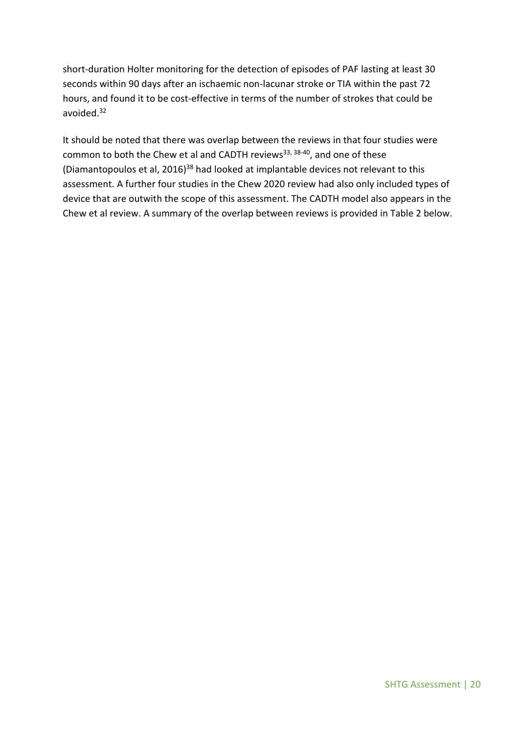short-duration Holter monitoring for the detection of episodes of PAF lasting at least 30 seconds within 90 days after an ischaemic non-lacunar stroke or TIA within the past 72 hours, and found it to be cost-effective in terms of the number of strokes that could be avoided.[32]

It should be noted that there was overlap between the reviews in that four studies were common to both the Chew et al and CADTH reviews[33, 38-40], and one of these (Diamantopoulos et al, 2016)[38] had looked at implantable devices not relevant to this assessment. A further four studies in the Chew 2020 review had also only included types of device that are outwith the scope of this assessment. The CADTH model also appears in the Chew et al review. A summary of the overlap between reviews is provided in Table 2 below.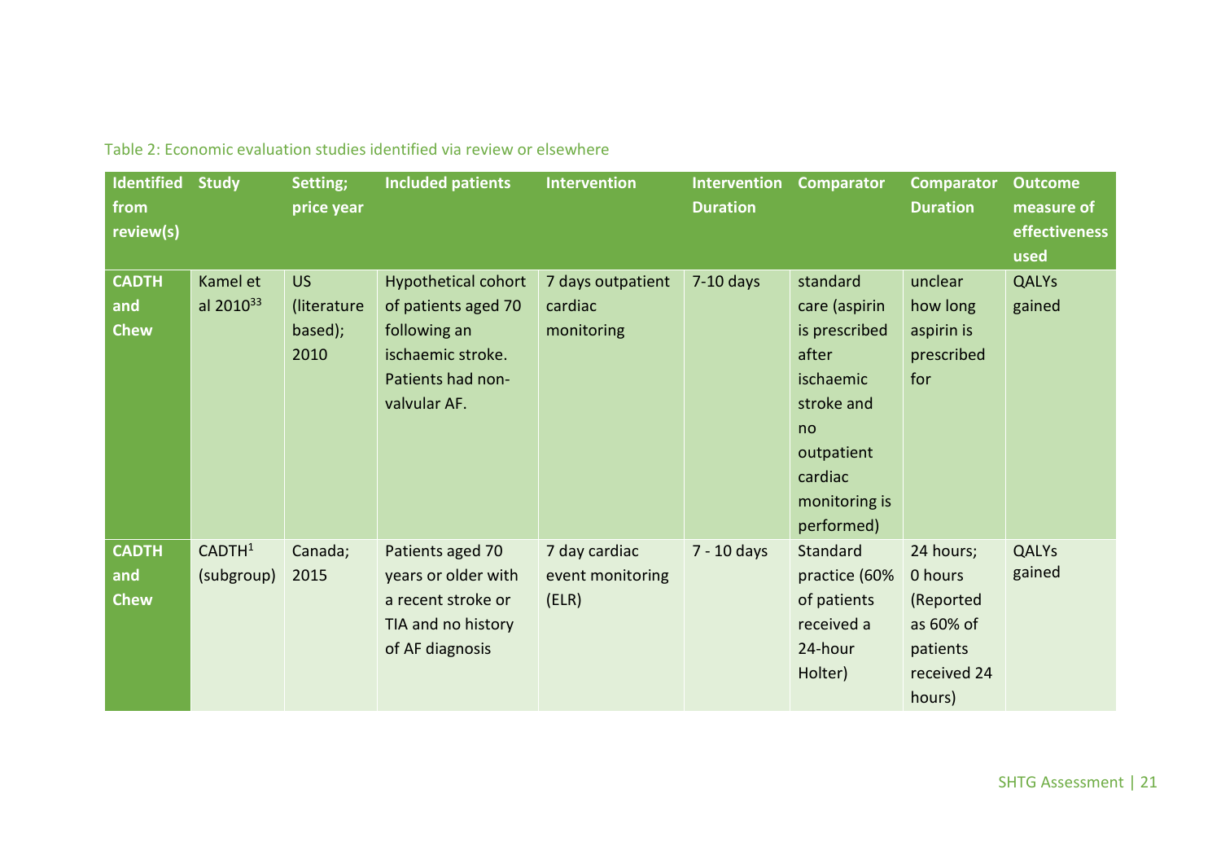Table 2: Economic evaluation studies identified via review or elsewhere

| Identified from review(s) | Study | Setting; price year | Included patients | Intervention | Intervention Duration | Comparator | Comparator Duration | Outcome measure of effectiveness used |
|---|---|---|---|---|---|---|---|---|
| **CADTH and Chew** | Kamel et al 2010[33] | US (literature based); 2010 | Hypothetical cohort of patients aged 70 following an ischaemic stroke. Patients had non-valvular AF. | 7 days outpatient cardiac monitoring | 7-10 days | standard care (aspirin is prescribed after ischaemic stroke and no outpatient cardiac monitoring is performed) | unclear how long aspirin is prescribed for | QALYs gained |
| **CADTH and Chew** | CADTH[1] (subgroup) | Canada; 2015 | Patients aged 70 years or older with a recent stroke or TIA and no history of AF diagnosis | 7 day cardiac event monitoring (ELR) | 7 - 10 days | Standard practice (60% of patients received a 24-hour Holter) | 24 hours; 0 hours (Reported as 60% of patients received 24 hours) | QALYs gained |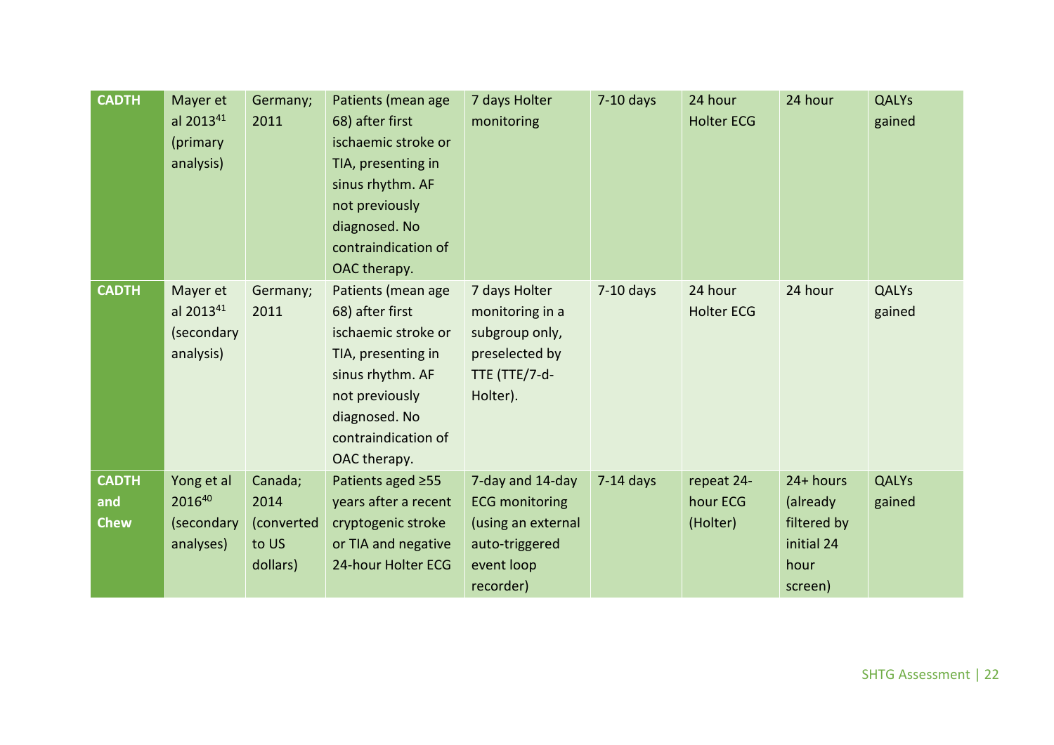| | | | | | | | | |
|---|---|---|---|---|---|---|---|---|
| **CADTH** | Mayer et al 2013[41] (primary analysis) | Germany; 2011 | Patients (mean age 68) after first ischaemic stroke or TIA, presenting in sinus rhythm. AF not previously diagnosed. No contraindication of OAC therapy. | 7 days Holter monitoring | 7-10 days | 24 hour Holter ECG | 24 hour | QALYs gained |
| **CADTH** | Mayer et al 2013[41] (secondary analysis) | Germany; 2011 | Patients (mean age 68) after first ischaemic stroke or TIA, presenting in sinus rhythm. AF not previously diagnosed. No contraindication of OAC therapy. | 7 days Holter monitoring in a subgroup only, preselected by TTE (TTE/7-d-Holter). | 7-10 days | 24 hour Holter ECG | 24 hour | QALYs gained |
| **CADTH and Chew** | Yong et al 2016[40] (secondary analyses) | Canada; 2014 (converted to US dollars) | Patients aged ≥55 years after a recent cryptogenic stroke or TIA and negative 24-hour Holter ECG | 7-day and 14-day ECG monitoring (using an external auto-triggered event loop recorder) | 7-14 days | repeat 24-hour ECG (Holter) | 24+ hours (already filtered by initial 24 hour screen) | QALYs gained |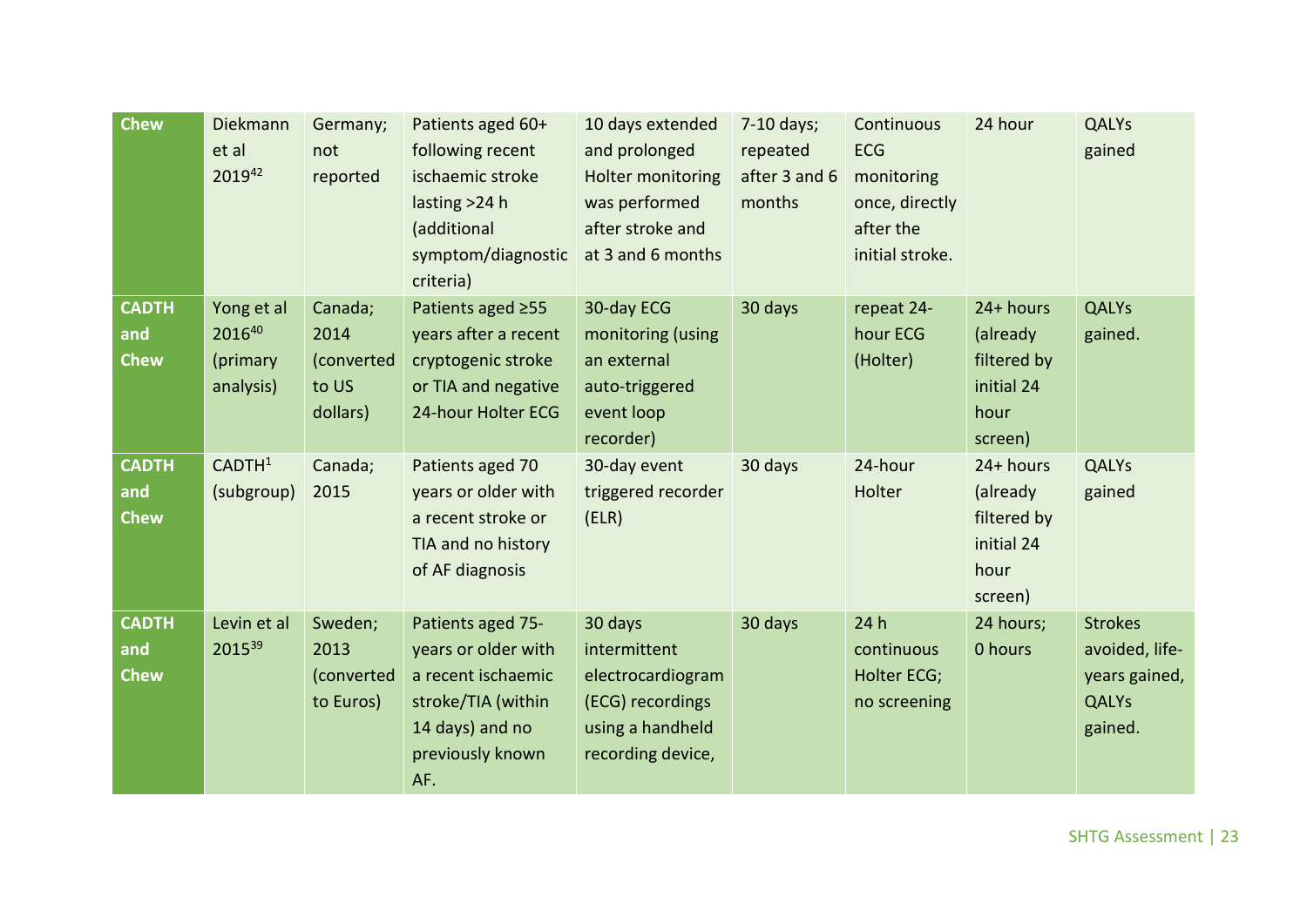| | | | | | | | | |
|---|---|---|---|---|---|---|---|---|
| **Chew** | Diekmann et al 2019[42] | Germany; not reported | Patients aged 60+ following recent ischaemic stroke lasting >24 h (additional symptom/diagnostic criteria) | 10 days extended and prolonged Holter monitoring was performed after stroke and at 3 and 6 months | 7-10 days; repeated after 3 and 6 months | Continuous ECG monitoring once, directly after the initial stroke. | 24 hour | QALYs gained |
| **CADTH and Chew** | Yong et al 2016[40] (primary analysis) | Canada; 2014 (converted to US dollars) | Patients aged ≥55 years after a recent cryptogenic stroke or TIA and negative 24-hour Holter ECG | 30-day ECG monitoring (using an external auto-triggered event loop recorder) | 30 days | repeat 24-hour ECG (Holter) | 24+ hours (already filtered by initial 24 hour screen) | QALYs gained. |
| **CADTH and Chew** | CADTH[1] (subgroup) | Canada; 2015 | Patients aged 70 years or older with a recent stroke or TIA and no history of AF diagnosis | 30-day event triggered recorder (ELR) | 30 days | 24-hour Holter | 24+ hours (already filtered by initial 24 hour screen) | QALYs gained |
| **CADTH and Chew** | Levin et al 2015[39] | Sweden; 2013 (converted to Euros) | Patients aged 75-years or older with a recent ischaemic stroke/TIA (within 14 days) and no previously known AF. | 30 days intermittent electrocardiogram (ECG) recordings using a handheld recording device, | 30 days | 24 h continuous Holter ECG; no screening | 24 hours; 0 hours | Strokes avoided, life-years gained, QALYs gained. |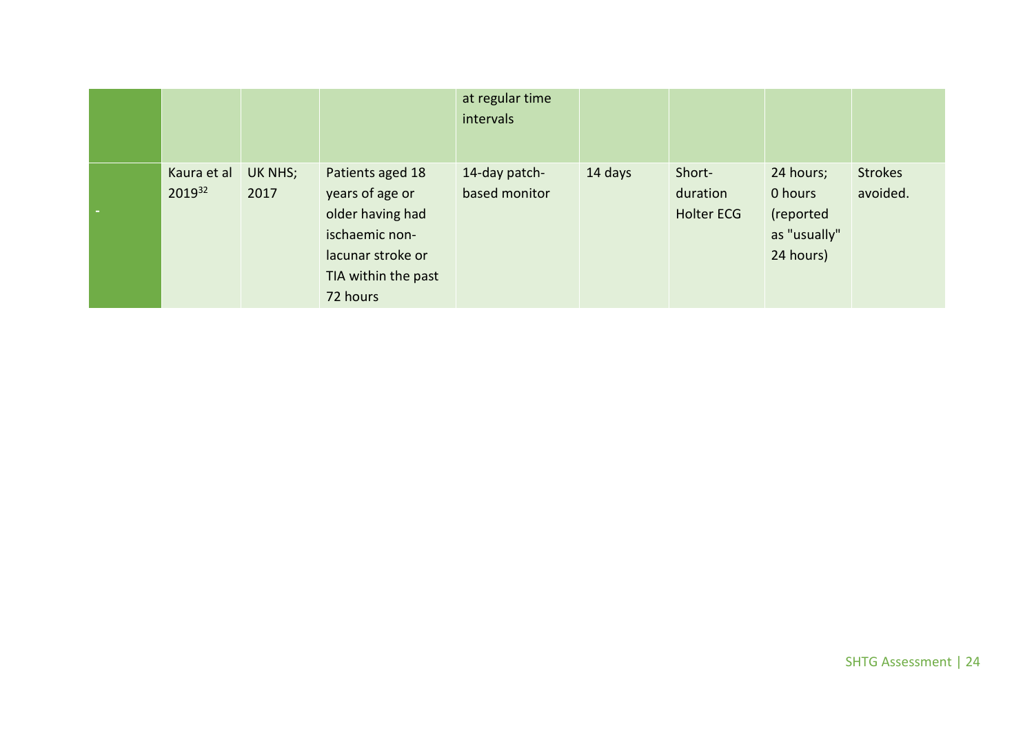| | | | | | | | | |
|---|---|---|---|---|---|---|---|---|
| | | | | at regular time intervals | | | | |
| - | Kaura et al 2019[32] | UK NHS; 2017 | Patients aged 18 years of age or older having had ischaemic non-lacunar stroke or TIA within the past 72 hours | 14-day patch-based monitor | 14 days | Short-duration Holter ECG | 24 hours; 0 hours (reported as "usually" 24 hours) | Strokes avoided. |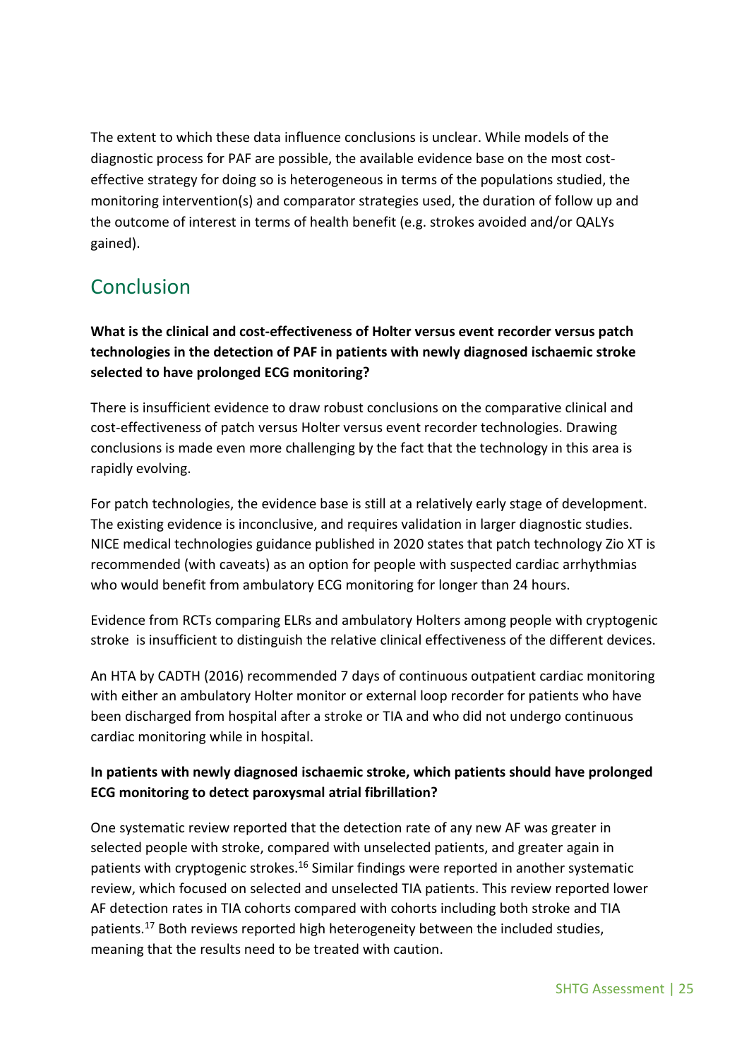The extent to which these data influence conclusions is unclear. While models of the diagnostic process for PAF are possible, the available evidence base on the most cost-effective strategy for doing so is heterogeneous in terms of the populations studied, the monitoring intervention(s) and comparator strategies used, the duration of follow up and the outcome of interest in terms of health benefit (e.g. strokes avoided and/or QALYs gained).

## Conclusion

**What is the clinical and cost-effectiveness of Holter versus event recorder versus patch technologies in the detection of PAF in patients with newly diagnosed ischaemic stroke selected to have prolonged ECG monitoring?**

There is insufficient evidence to draw robust conclusions on the comparative clinical and cost-effectiveness of patch versus Holter versus event recorder technologies. Drawing conclusions is made even more challenging by the fact that the technology in this area is rapidly evolving.

For patch technologies, the evidence base is still at a relatively early stage of development. The existing evidence is inconclusive, and requires validation in larger diagnostic studies. NICE medical technologies guidance published in 2020 states that patch technology Zio XT is recommended (with caveats) as an option for people with suspected cardiac arrhythmias who would benefit from ambulatory ECG monitoring for longer than 24 hours.

Evidence from RCTs comparing ELRs and ambulatory Holters among people with cryptogenic stroke is insufficient to distinguish the relative clinical effectiveness of the different devices.

An HTA by CADTH (2016) recommended 7 days of continuous outpatient cardiac monitoring with either an ambulatory Holter monitor or external loop recorder for patients who have been discharged from hospital after a stroke or TIA and who did not undergo continuous cardiac monitoring while in hospital.

**In patients with newly diagnosed ischaemic stroke, which patients should have prolonged ECG monitoring to detect paroxysmal atrial fibrillation?**

One systematic review reported that the detection rate of any new AF was greater in selected people with stroke, compared with unselected patients, and greater again in patients with cryptogenic strokes.[16] Similar findings were reported in another systematic review, which focused on selected and unselected TIA patients. This review reported lower AF detection rates in TIA cohorts compared with cohorts including both stroke and TIA patients.[17] Both reviews reported high heterogeneity between the included studies, meaning that the results need to be treated with caution.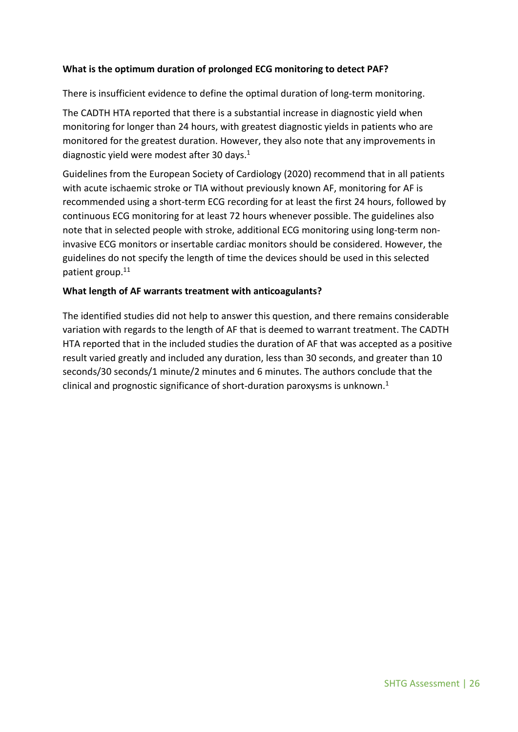**What is the optimum duration of prolonged ECG monitoring to detect PAF?**

There is insufficient evidence to define the optimal duration of long-term monitoring.

The CADTH HTA reported that there is a substantial increase in diagnostic yield when monitoring for longer than 24 hours, with greatest diagnostic yields in patients who are monitored for the greatest duration. However, they also note that any improvements in diagnostic yield were modest after 30 days.[1]

Guidelines from the European Society of Cardiology (2020) recommend that in all patients with acute ischaemic stroke or TIA without previously known AF, monitoring for AF is recommended using a short-term ECG recording for at least the first 24 hours, followed by continuous ECG monitoring for at least 72 hours whenever possible. The guidelines also note that in selected people with stroke, additional ECG monitoring using long-term non-invasive ECG monitors or insertable cardiac monitors should be considered. However, the guidelines do not specify the length of time the devices should be used in this selected patient group.[11]

**What length of AF warrants treatment with anticoagulants?**

The identified studies did not help to answer this question, and there remains considerable variation with regards to the length of AF that is deemed to warrant treatment. The CADTH HTA reported that in the included studies the duration of AF that was accepted as a positive result varied greatly and included any duration, less than 30 seconds, and greater than 10 seconds/30 seconds/1 minute/2 minutes and 6 minutes. The authors conclude that the clinical and prognostic significance of short-duration paroxysms is unknown.[1]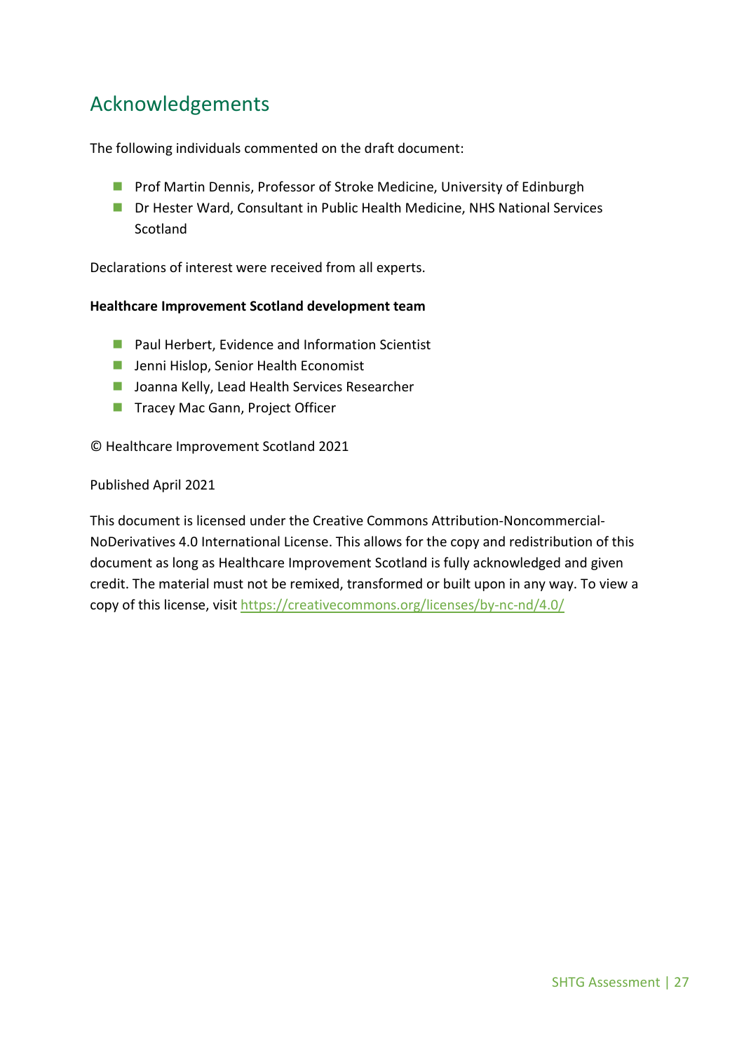## Acknowledgements

The following individuals commented on the draft document:

- Prof Martin Dennis, Professor of Stroke Medicine, University of Edinburgh
- Dr Hester Ward, Consultant in Public Health Medicine, NHS National Services Scotland

Declarations of interest were received from all experts.

**Healthcare Improvement Scotland development team**

- Paul Herbert, Evidence and Information Scientist
- Jenni Hislop, Senior Health Economist
- Joanna Kelly, Lead Health Services Researcher
- Tracey Mac Gann, Project Officer

© Healthcare Improvement Scotland 2021

Published April 2021

This document is licensed under the Creative Commons Attribution-Noncommercial-NoDerivatives 4.0 International License. This allows for the copy and redistribution of this document as long as Healthcare Improvement Scotland is fully acknowledged and given credit. The material must not be remixed, transformed or built upon in any way. To view a copy of this license, visit https://creativecommons.org/licenses/by-nc-nd/4.0/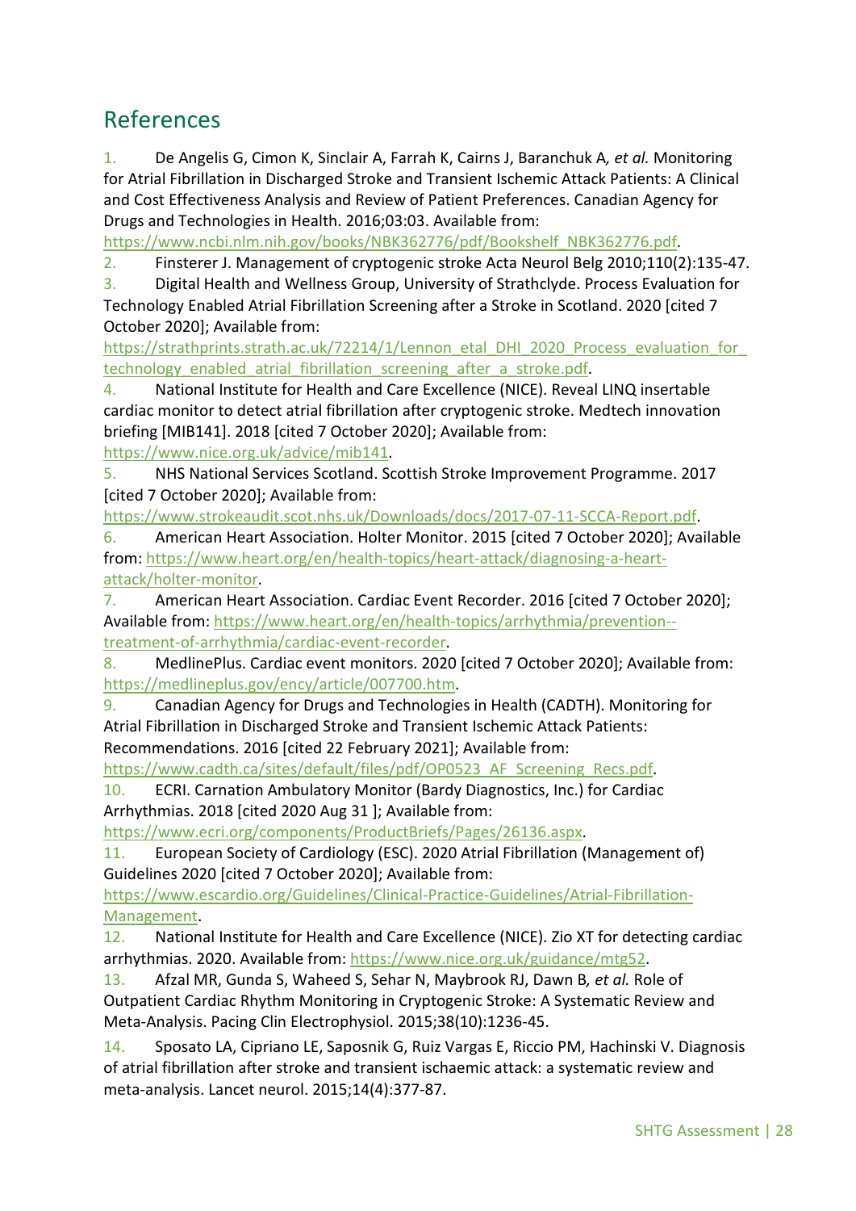## References

1. De Angelis G, Cimon K, Sinclair A, Farrah K, Cairns J, Baranchuk A*, et al.* Monitoring for Atrial Fibrillation in Discharged Stroke and Transient Ischemic Attack Patients: A Clinical and Cost Effectiveness Analysis and Review of Patient Preferences. Canadian Agency for Drugs and Technologies in Health. 2016;03:03. Available from: https://www.ncbi.nlm.nih.gov/books/NBK362776/pdf/Bookshelf_NBK362776.pdf.
2. Finsterer J. Management of cryptogenic stroke Acta Neurol Belg 2010;110(2):135-47.
3. Digital Health and Wellness Group, University of Strathclyde. Process Evaluation for Technology Enabled Atrial Fibrillation Screening after a Stroke in Scotland. 2020 [cited 7 October 2020]; Available from: https://strathprints.strath.ac.uk/72214/1/Lennon_etal_DHI_2020_Process_evaluation_for_technology_enabled_atrial_fibrillation_screening_after_a_stroke.pdf.
4. National Institute for Health and Care Excellence (NICE). Reveal LINQ insertable cardiac monitor to detect atrial fibrillation after cryptogenic stroke. Medtech innovation briefing [MIB141]. 2018 [cited 7 October 2020]; Available from: https://www.nice.org.uk/advice/mib141.
5. NHS National Services Scotland. Scottish Stroke Improvement Programme. 2017 [cited 7 October 2020]; Available from: https://www.strokeaudit.scot.nhs.uk/Downloads/docs/2017-07-11-SCCA-Report.pdf.
6. American Heart Association. Holter Monitor. 2015 [cited 7 October 2020]; Available from: https://www.heart.org/en/health-topics/heart-attack/diagnosing-a-heart-attack/holter-monitor.
7. American Heart Association. Cardiac Event Recorder. 2016 [cited 7 October 2020]; Available from: https://www.heart.org/en/health-topics/arrhythmia/prevention--treatment-of-arrhythmia/cardiac-event-recorder.
8. MedlinePlus. Cardiac event monitors. 2020 [cited 7 October 2020]; Available from: https://medlineplus.gov/ency/article/007700.htm.
9. Canadian Agency for Drugs and Technologies in Health (CADTH). Monitoring for Atrial Fibrillation in Discharged Stroke and Transient Ischemic Attack Patients: Recommendations. 2016 [cited 22 February 2021]; Available from: https://www.cadth.ca/sites/default/files/pdf/OP0523_AF_Screening_Recs.pdf.
10. ECRI. Carnation Ambulatory Monitor (Bardy Diagnostics, Inc.) for Cardiac Arrhythmias. 2018 [cited 2020 Aug 31 ]; Available from: https://www.ecri.org/components/ProductBriefs/Pages/26136.aspx.
11. European Society of Cardiology (ESC). 2020 Atrial Fibrillation (Management of) Guidelines 2020 [cited 7 October 2020]; Available from: https://www.escardio.org/Guidelines/Clinical-Practice-Guidelines/Atrial-Fibrillation-Management.
12. National Institute for Health and Care Excellence (NICE). Zio XT for detecting cardiac arrhythmias. 2020. Available from: https://www.nice.org.uk/guidance/mtg52.
13. Afzal MR, Gunda S, Waheed S, Sehar N, Maybrook RJ, Dawn B*, et al.* Role of Outpatient Cardiac Rhythm Monitoring in Cryptogenic Stroke: A Systematic Review and Meta-Analysis. Pacing Clin Electrophysiol. 2015;38(10):1236-45.
14. Sposato LA, Cipriano LE, Saposnik G, Ruiz Vargas E, Riccio PM, Hachinski V. Diagnosis of atrial fibrillation after stroke and transient ischaemic attack: a systematic review and meta-analysis. Lancet neurol. 2015;14(4):377-87.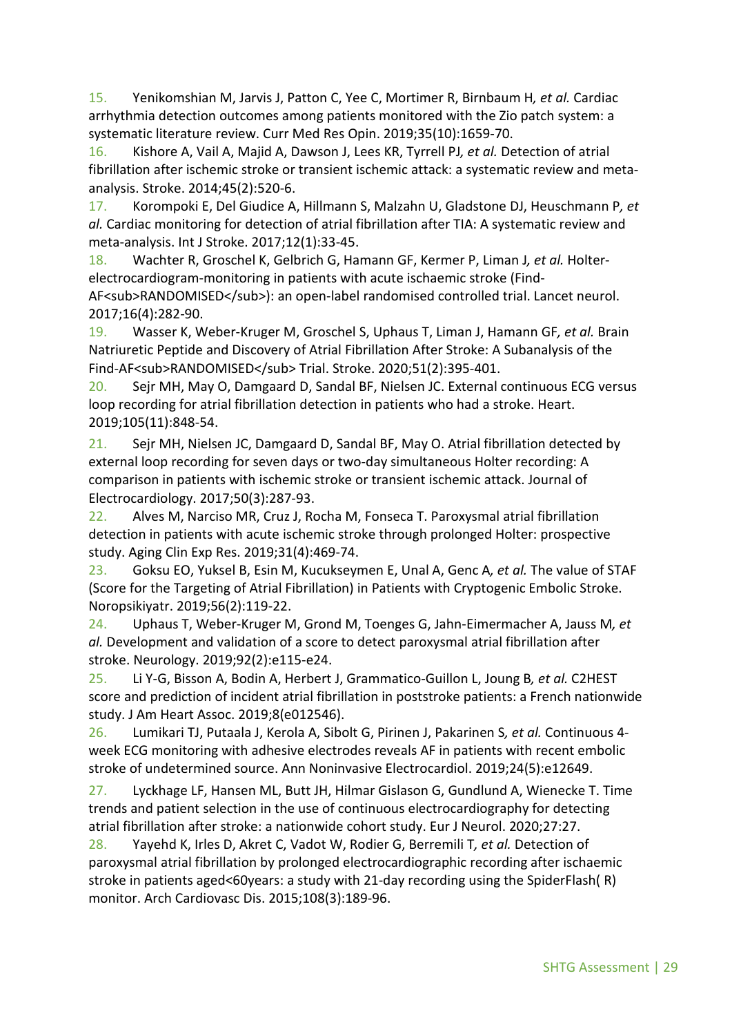15. Yenikomshian M, Jarvis J, Patton C, Yee C, Mortimer R, Birnbaum H, *et al.* Cardiac arrhythmia detection outcomes among patients monitored with the Zio patch system: a systematic literature review. Curr Med Res Opin. 2019;35(10):1659-70.

16. Kishore A, Vail A, Majid A, Dawson J, Lees KR, Tyrrell PJ, *et al.* Detection of atrial fibrillation after ischemic stroke or transient ischemic attack: a systematic review and meta-analysis. Stroke. 2014;45(2):520-6.

17. Korompoki E, Del Giudice A, Hillmann S, Malzahn U, Gladstone DJ, Heuschmann P, *et al.* Cardiac monitoring for detection of atrial fibrillation after TIA: A systematic review and meta-analysis. Int J Stroke. 2017;12(1):33-45.

18. Wachter R, Groschel K, Gelbrich G, Hamann GF, Kermer P, Liman J, *et al.* Holter-electrocardiogram-monitoring in patients with acute ischaemic stroke (Find-AF<sub>RANDOMISED</sub>): an open-label randomised controlled trial. Lancet neurol. 2017;16(4):282-90.

19. Wasser K, Weber-Kruger M, Groschel S, Uphaus T, Liman J, Hamann GF, *et al.* Brain Natriuretic Peptide and Discovery of Atrial Fibrillation After Stroke: A Subanalysis of the Find-AF<sub>RANDOMISED</sub> Trial. Stroke. 2020;51(2):395-401.

20. Sejr MH, May O, Damgaard D, Sandal BF, Nielsen JC. External continuous ECG versus loop recording for atrial fibrillation detection in patients who had a stroke. Heart. 2019;105(11):848-54.

21. Sejr MH, Nielsen JC, Damgaard D, Sandal BF, May O. Atrial fibrillation detected by external loop recording for seven days or two-day simultaneous Holter recording: A comparison in patients with ischemic stroke or transient ischemic attack. Journal of Electrocardiology. 2017;50(3):287-93.

22. Alves M, Narciso MR, Cruz J, Rocha M, Fonseca T. Paroxysmal atrial fibrillation detection in patients with acute ischemic stroke through prolonged Holter: prospective study. Aging Clin Exp Res. 2019;31(4):469-74.

23. Goksu EO, Yuksel B, Esin M, Kucukseymen E, Unal A, Genc A, *et al.* The value of STAF (Score for the Targeting of Atrial Fibrillation) in Patients with Cryptogenic Embolic Stroke. Noropsikiyatr. 2019;56(2):119-22.

24. Uphaus T, Weber-Kruger M, Grond M, Toenges G, Jahn-Eimermacher A, Jauss M, *et al.* Development and validation of a score to detect paroxysmal atrial fibrillation after stroke. Neurology. 2019;92(2):e115-e24.

25. Li Y-G, Bisson A, Bodin A, Herbert J, Grammatico-Guillon L, Joung B, *et al.* C2HEST score and prediction of incident atrial fibrillation in poststroke patients: a French nationwide study. J Am Heart Assoc. 2019;8(e012546).

26. Lumikari TJ, Putaala J, Kerola A, Sibolt G, Pirinen J, Pakarinen S, *et al.* Continuous 4-week ECG monitoring with adhesive electrodes reveals AF in patients with recent embolic stroke of undetermined source. Ann Noninvasive Electrocardiol. 2019;24(5):e12649.

27. Lyckhage LF, Hansen ML, Butt JH, Hilmar Gislason G, Gundlund A, Wienecke T. Time trends and patient selection in the use of continuous electrocardiography for detecting atrial fibrillation after stroke: a nationwide cohort study. Eur J Neurol. 2020;27:27.

28. Yayehd K, Irles D, Akret C, Vadot W, Rodier G, Berremili T, *et al.* Detection of paroxysmal atrial fibrillation by prolonged electrocardiographic recording after ischaemic stroke in patients aged<60years: a study with 21-day recording using the SpiderFlash( R) monitor. Arch Cardiovasc Dis. 2015;108(3):189-96.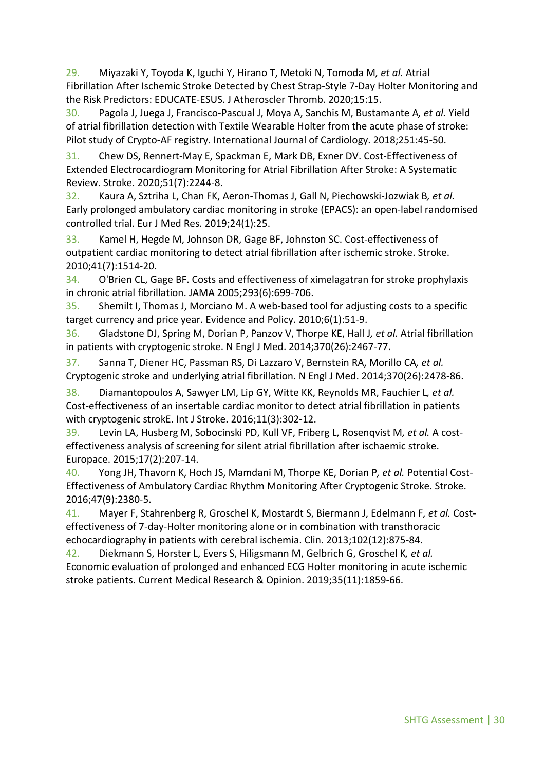29. Miyazaki Y, Toyoda K, Iguchi Y, Hirano T, Metoki N, Tomoda M*, et al.* Atrial Fibrillation After Ischemic Stroke Detected by Chest Strap-Style 7-Day Holter Monitoring and the Risk Predictors: EDUCATE-ESUS. J Atheroscler Thromb. 2020;15:15.

30. Pagola J, Juega J, Francisco-Pascual J, Moya A, Sanchis M, Bustamante A*, et al.* Yield of atrial fibrillation detection with Textile Wearable Holter from the acute phase of stroke: Pilot study of Crypto-AF registry. International Journal of Cardiology. 2018;251:45-50.

31. Chew DS, Rennert-May E, Spackman E, Mark DB, Exner DV. Cost-Effectiveness of Extended Electrocardiogram Monitoring for Atrial Fibrillation After Stroke: A Systematic Review. Stroke. 2020;51(7):2244-8.

32. Kaura A, Sztriha L, Chan FK, Aeron-Thomas J, Gall N, Piechowski-Jozwiak B*, et al.* Early prolonged ambulatory cardiac monitoring in stroke (EPACS): an open-label randomised controlled trial. Eur J Med Res. 2019;24(1):25.

33. Kamel H, Hegde M, Johnson DR, Gage BF, Johnston SC. Cost-effectiveness of outpatient cardiac monitoring to detect atrial fibrillation after ischemic stroke. Stroke. 2010;41(7):1514-20.

34. O'Brien CL, Gage BF. Costs and effectiveness of ximelagatran for stroke prophylaxis in chronic atrial fibrillation. JAMA 2005;293(6):699-706.

35. Shemilt I, Thomas J, Morciano M. A web-based tool for adjusting costs to a specific target currency and price year. Evidence and Policy. 2010;6(1):51-9.

36. Gladstone DJ, Spring M, Dorian P, Panzov V, Thorpe KE, Hall J*, et al.* Atrial fibrillation in patients with cryptogenic stroke. N Engl J Med. 2014;370(26):2467-77.

37. Sanna T, Diener HC, Passman RS, Di Lazzaro V, Bernstein RA, Morillo CA*, et al.* Cryptogenic stroke and underlying atrial fibrillation. N Engl J Med. 2014;370(26):2478-86.

38. Diamantopoulos A, Sawyer LM, Lip GY, Witte KK, Reynolds MR, Fauchier L*, et al.* Cost-effectiveness of an insertable cardiac monitor to detect atrial fibrillation in patients with cryptogenic strokE. Int J Stroke. 2016;11(3):302-12.

39. Levin LA, Husberg M, Sobocinski PD, Kull VF, Friberg L, Rosenqvist M*, et al.* A cost-effectiveness analysis of screening for silent atrial fibrillation after ischaemic stroke. Europace. 2015;17(2):207-14.

40. Yong JH, Thavorn K, Hoch JS, Mamdani M, Thorpe KE, Dorian P*, et al.* Potential Cost-Effectiveness of Ambulatory Cardiac Rhythm Monitoring After Cryptogenic Stroke. Stroke. 2016;47(9):2380-5.

41. Mayer F, Stahrenberg R, Groschel K, Mostardt S, Biermann J, Edelmann F*, et al.* Cost-effectiveness of 7-day-Holter monitoring alone or in combination with transthoracic echocardiography in patients with cerebral ischemia. Clin. 2013;102(12):875-84.

42. Diekmann S, Horster L, Evers S, Hiligsmann M, Gelbrich G, Groschel K*, et al.* Economic evaluation of prolonged and enhanced ECG Holter monitoring in acute ischemic stroke patients. Current Medical Research & Opinion. 2019;35(11):1859-66.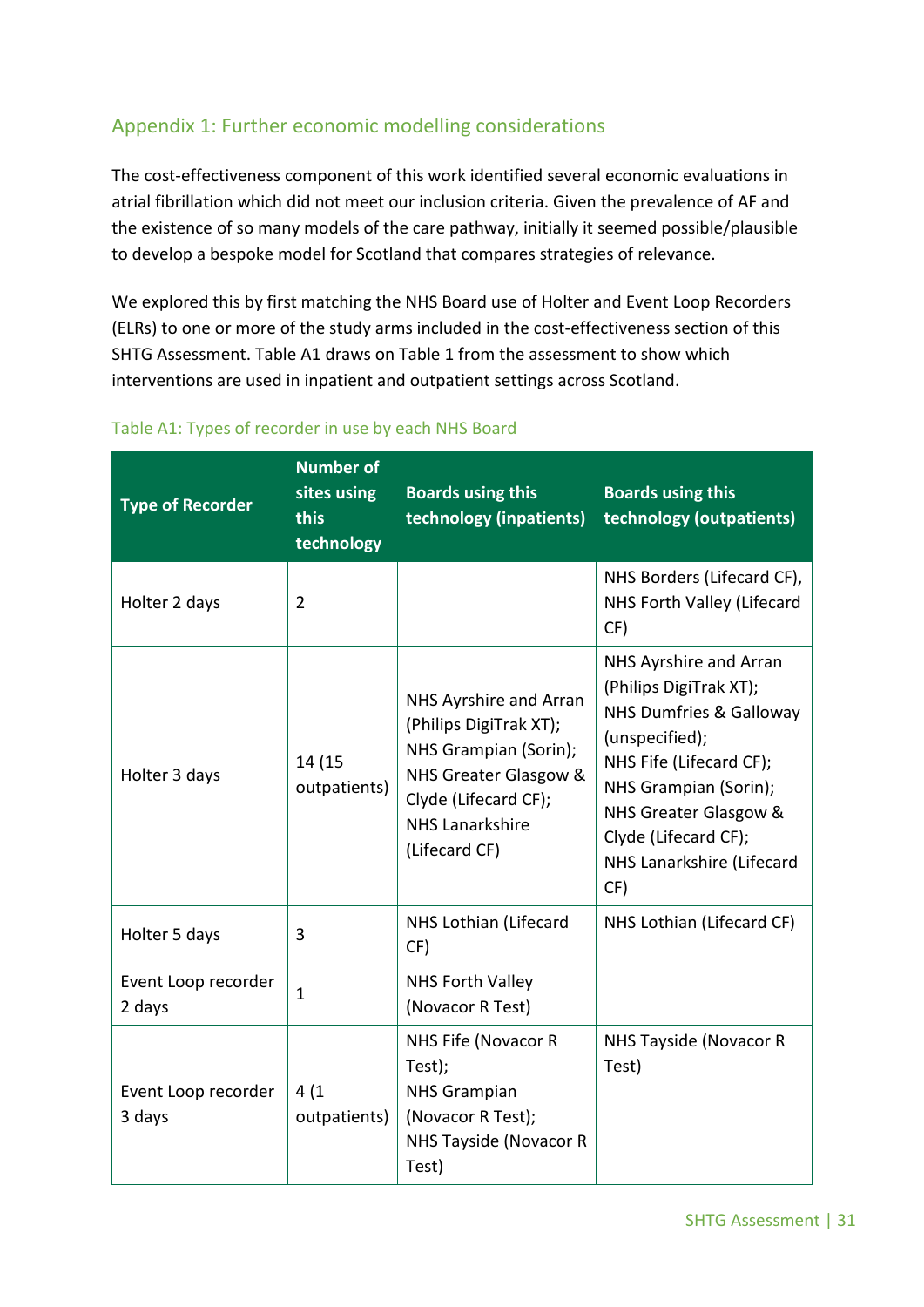## Appendix 1: Further economic modelling considerations

The cost-effectiveness component of this work identified several economic evaluations in atrial fibrillation which did not meet our inclusion criteria. Given the prevalence of AF and the existence of so many models of the care pathway, initially it seemed possible/plausible to develop a bespoke model for Scotland that compares strategies of relevance.

We explored this by first matching the NHS Board use of Holter and Event Loop Recorders (ELRs) to one or more of the study arms included in the cost-effectiveness section of this SHTG Assessment. Table A1 draws on Table 1 from the assessment to show which interventions are used in inpatient and outpatient settings across Scotland.

Table A1: Types of recorder in use by each NHS Board

| Type of Recorder | Number of sites using this technology | Boards using this technology (inpatients) | Boards using this technology (outpatients) |
|---|---|---|---|
| Holter 2 days | 2 | | NHS Borders (Lifecard CF), NHS Forth Valley (Lifecard CF) |
| Holter 3 days | 14 (15 outpatients) | NHS Ayrshire and Arran (Philips DigiTrak XT); NHS Grampian (Sorin); NHS Greater Glasgow & Clyde (Lifecard CF); NHS Lanarkshire (Lifecard CF) | NHS Ayrshire and Arran (Philips DigiTrak XT); NHS Dumfries & Galloway (unspecified); NHS Fife (Lifecard CF); NHS Grampian (Sorin); NHS Greater Glasgow & Clyde (Lifecard CF); NHS Lanarkshire (Lifecard CF) |
| Holter 5 days | 3 | NHS Lothian (Lifecard CF) | NHS Lothian (Lifecard CF) |
| Event Loop recorder 2 days | 1 | NHS Forth Valley (Novacor R Test) | |
| Event Loop recorder 3 days | 4 (1 outpatients) | NHS Fife (Novacor R Test); NHS Grampian (Novacor R Test); NHS Tayside (Novacor R Test) | NHS Tayside (Novacor R Test) |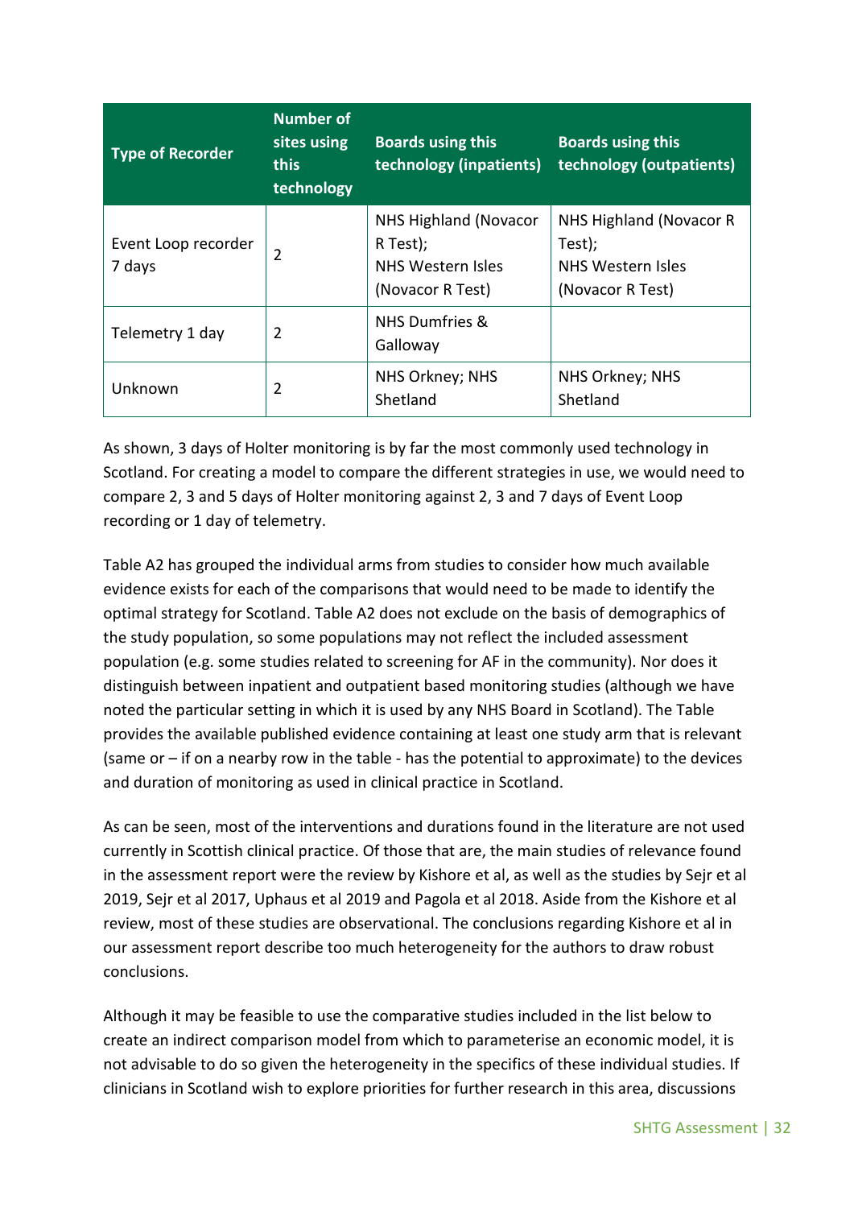| Type of Recorder | Number of sites using this technology | Boards using this technology (inpatients) | Boards using this technology (outpatients) |
|---|---|---|---|
| Event Loop recorder 7 days | 2 | NHS Highland (Novacor R Test); NHS Western Isles (Novacor R Test) | NHS Highland (Novacor R Test); NHS Western Isles (Novacor R Test) |
| Telemetry 1 day | 2 | NHS Dumfries & Galloway | |
| Unknown | 2 | NHS Orkney; NHS Shetland | NHS Orkney; NHS Shetland |

As shown, 3 days of Holter monitoring is by far the most commonly used technology in Scotland. For creating a model to compare the different strategies in use, we would need to compare 2, 3 and 5 days of Holter monitoring against 2, 3 and 7 days of Event Loop recording or 1 day of telemetry.

Table A2 has grouped the individual arms from studies to consider how much available evidence exists for each of the comparisons that would need to be made to identify the optimal strategy for Scotland. Table A2 does not exclude on the basis of demographics of the study population, so some populations may not reflect the included assessment population (e.g. some studies related to screening for AF in the community). Nor does it distinguish between inpatient and outpatient based monitoring studies (although we have noted the particular setting in which it is used by any NHS Board in Scotland). The Table provides the available published evidence containing at least one study arm that is relevant (same or – if on a nearby row in the table - has the potential to approximate) to the devices and duration of monitoring as used in clinical practice in Scotland.

As can be seen, most of the interventions and durations found in the literature are not used currently in Scottish clinical practice. Of those that are, the main studies of relevance found in the assessment report were the review by Kishore et al, as well as the studies by Sejr et al 2019, Sejr et al 2017, Uphaus et al 2019 and Pagola et al 2018. Aside from the Kishore et al review, most of these studies are observational. The conclusions regarding Kishore et al in our assessment report describe too much heterogeneity for the authors to draw robust conclusions.

Although it may be feasible to use the comparative studies included in the list below to create an indirect comparison model from which to parameterise an economic model, it is not advisable to do so given the heterogeneity in the specifics of these individual studies. If clinicians in Scotland wish to explore priorities for further research in this area, discussions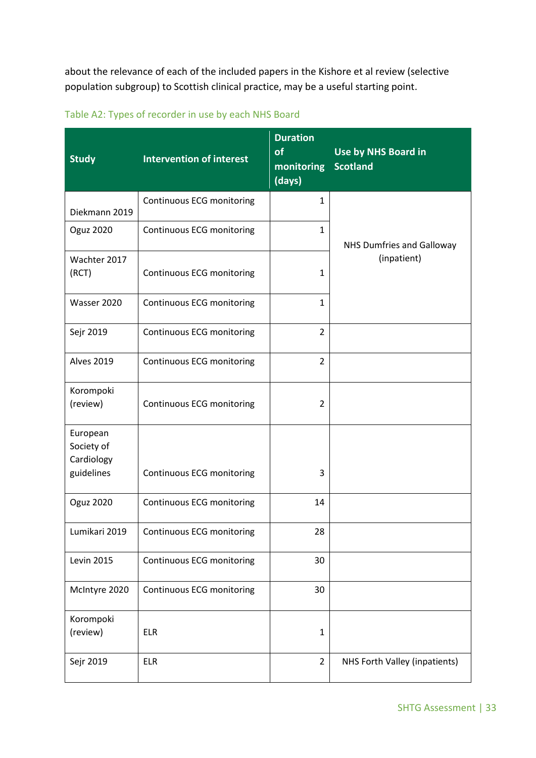about the relevance of each of the included papers in the Kishore et al review (selective population subgroup) to Scottish clinical practice, may be a useful starting point.

Table A2: Types of recorder in use by each NHS Board

| Study | Intervention of interest | Duration of monitoring (days) | Use by NHS Board in Scotland |
|---|---|---|---|
| Diekmann 2019 | Continuous ECG monitoring | 1 | NHS Dumfries and Galloway (inpatient) |
| Oguz 2020 | Continuous ECG monitoring | 1 | |
| Wachter 2017 (RCT) | Continuous ECG monitoring | 1 | |
| Wasser 2020 | Continuous ECG monitoring | 1 | |
| Sejr 2019 | Continuous ECG monitoring | 2 | |
| Alves 2019 | Continuous ECG monitoring | 2 | |
| Korompoki (review) | Continuous ECG monitoring | 2 | |
| European Society of Cardiology guidelines | Continuous ECG monitoring | 3 | |
| Oguz 2020 | Continuous ECG monitoring | 14 | |
| Lumikari 2019 | Continuous ECG monitoring | 28 | |
| Levin 2015 | Continuous ECG monitoring | 30 | |
| McIntyre 2020 | Continuous ECG monitoring | 30 | |
| Korompoki (review) | ELR | 1 | |
| Sejr 2019 | ELR | 2 | NHS Forth Valley (inpatients) |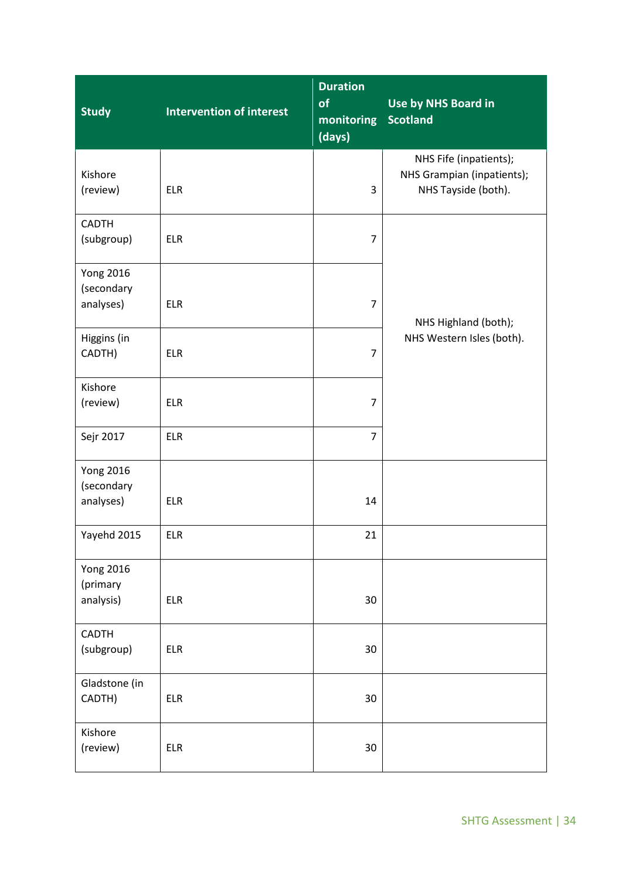| Study | Intervention of interest | Duration of monitoring (days) | Use by NHS Board in Scotland |
|---|---|---|---|
| Kishore (review) | ELR | 3 | NHS Fife (inpatients); NHS Grampian (inpatients); NHS Tayside (both). |
| CADTH (subgroup) | ELR | 7 | NHS Highland (both); NHS Western Isles (both). |
| Yong 2016 (secondary analyses) | ELR | 7 | |
| Higgins (in CADTH) | ELR | 7 | |
| Kishore (review) | ELR | 7 | |
| Sejr 2017 | ELR | 7 | |
| Yong 2016 (secondary analyses) | ELR | 14 | |
| Yayehd 2015 | ELR | 21 | |
| Yong 2016 (primary analysis) | ELR | 30 | |
| CADTH (subgroup) | ELR | 30 | |
| Gladstone (in CADTH) | ELR | 30 | |
| Kishore (review) | ELR | 30 | |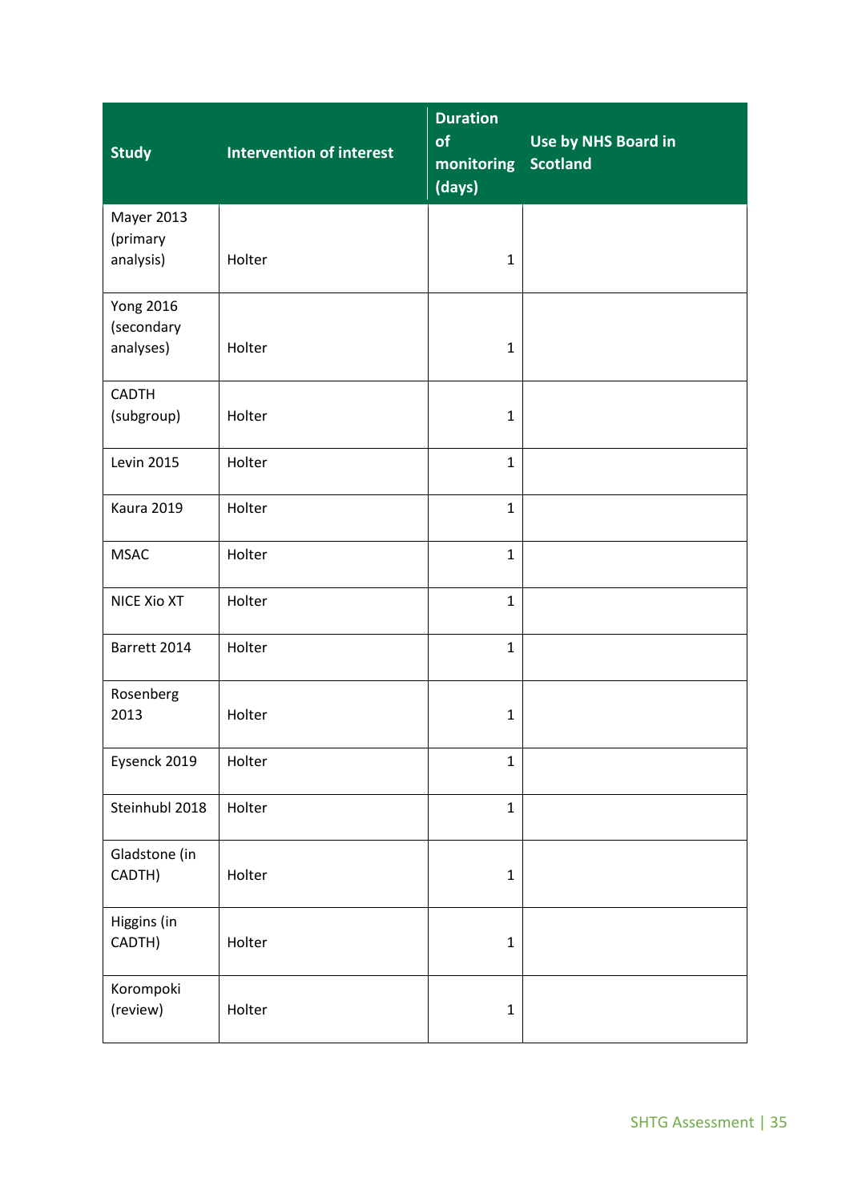| Study | Intervention of interest | Duration of monitoring (days) | Use by NHS Board in Scotland |
|---|---|---|---|
| Mayer 2013 (primary analysis) | Holter | 1 | |
| Yong 2016 (secondary analyses) | Holter | 1 | |
| CADTH (subgroup) | Holter | 1 | |
| Levin 2015 | Holter | 1 | |
| Kaura 2019 | Holter | 1 | |
| MSAC | Holter | 1 | |
| NICE Xio XT | Holter | 1 | |
| Barrett 2014 | Holter | 1 | |
| Rosenberg 2013 | Holter | 1 | |
| Eysenck 2019 | Holter | 1 | |
| Steinhubl 2018 | Holter | 1 | |
| Gladstone (in CADTH) | Holter | 1 | |
| Higgins (in CADTH) | Holter | 1 | |
| Korompoki (review) | Holter | 1 | |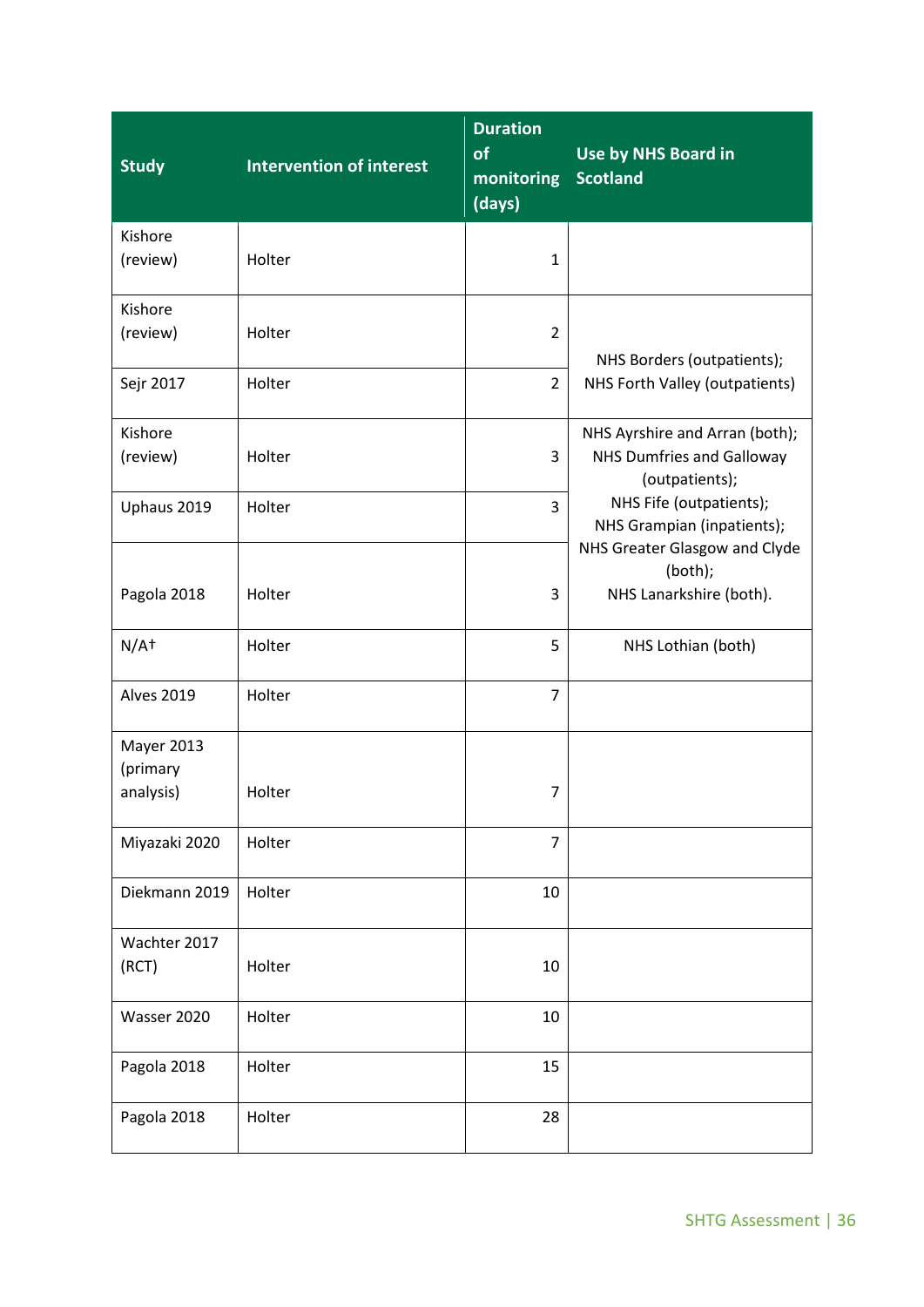| Study | Intervention of interest | Duration of monitoring (days) | Use by NHS Board in Scotland |
|---|---|---|---|
| Kishore (review) | Holter | 1 | |
| Kishore (review) | Holter | 2 | NHS Borders (outpatients); NHS Forth Valley (outpatients) |
| Sejr 2017 | Holter | 2 | |
| Kishore (review) | Holter | 3 | NHS Ayrshire and Arran (both); NHS Dumfries and Galloway (outpatients); NHS Fife (outpatients); NHS Grampian (inpatients); NHS Greater Glasgow and Clyde (both); NHS Lanarkshire (both). |
| Uphaus 2019 | Holter | 3 | |
| Pagola 2018 | Holter | 3 | |
| N/A† | Holter | 5 | NHS Lothian (both) |
| Alves 2019 | Holter | 7 | |
| Mayer 2013 (primary analysis) | Holter | 7 | |
| Miyazaki 2020 | Holter | 7 | |
| Diekmann 2019 | Holter | 10 | |
| Wachter 2017 (RCT) | Holter | 10 | |
| Wasser 2020 | Holter | 10 | |
| Pagola 2018 | Holter | 15 | |
| Pagola 2018 | Holter | 28 | |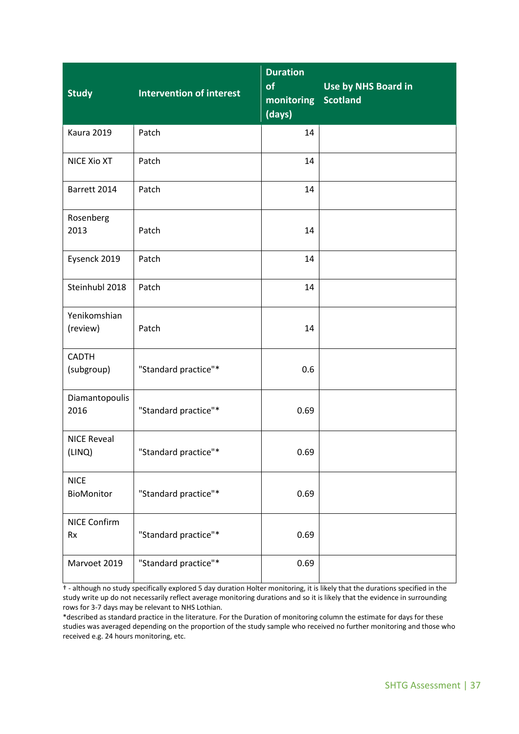| Study | Intervention of interest | Duration of monitoring (days) | Use by NHS Board in Scotland |
|---|---|---|---|
| Kaura 2019 | Patch | 14 | |
| NICE Xio XT | Patch | 14 | |
| Barrett 2014 | Patch | 14 | |
| Rosenberg 2013 | Patch | 14 | |
| Eysenck 2019 | Patch | 14 | |
| Steinhubl 2018 | Patch | 14 | |
| Yenikomshian (review) | Patch | 14 | |
| CADTH (subgroup) | "Standard practice"* | 0.6 | |
| Diamantopoulis 2016 | "Standard practice"* | 0.69 | |
| NICE Reveal (LINQ) | "Standard practice"* | 0.69 | |
| NICE BioMonitor | "Standard practice"* | 0.69 | |
| NICE Confirm Rx | "Standard practice"* | 0.69 | |
| Marvoet 2019 | "Standard practice"* | 0.69 | |

† - although no study specifically explored 5 day duration Holter monitoring, it is likely that the durations specified in the study write up do not necessarily reflect average monitoring durations and so it is likely that the evidence in surrounding rows for 3-7 days may be relevant to NHS Lothian.

*described as standard practice in the literature. For the Duration of monitoring column the estimate for days for these studies was averaged depending on the proportion of the study sample who received no further monitoring and those who received e.g. 24 hours monitoring, etc.